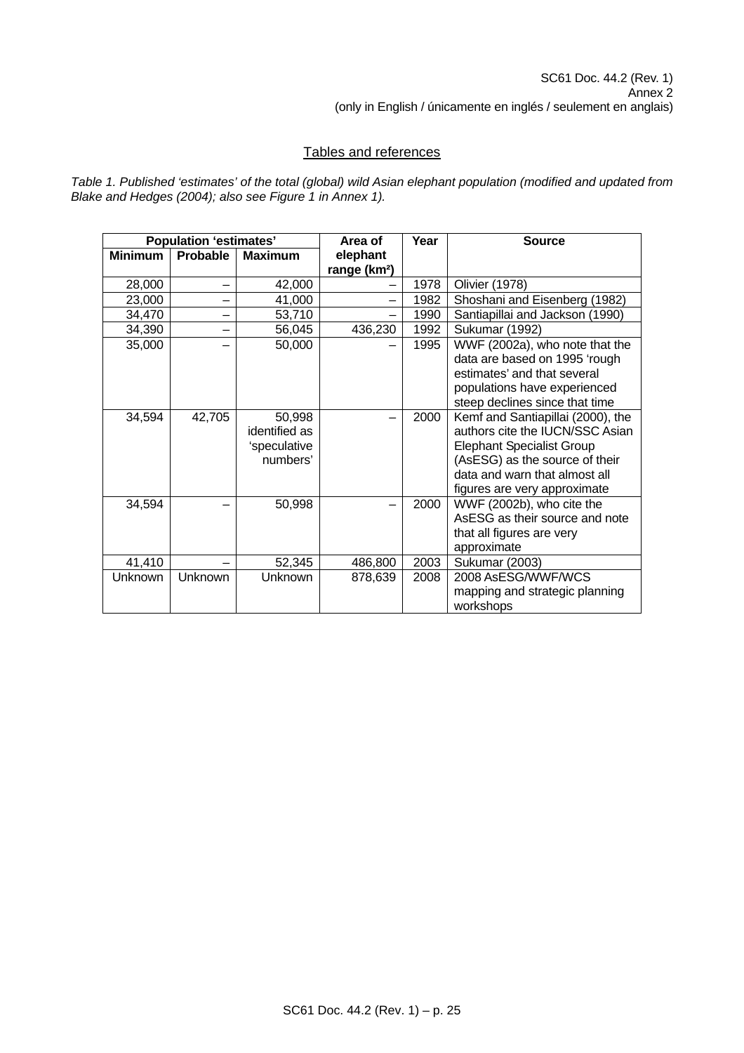## Tables and references

*Table 1. Published 'estimates' of the total (global) wild Asian elephant population (modified and updated from Blake and Hedges (2004); also see Figure 1 in Annex 1).*

| Population 'estimates' | | | Area of elephant range (km²) | Year | Source |
|---|---|---|---|---|---|
| Minimum | Probable | Maximum | | | |
| 28,000 | – | 42,000 | – | 1978 | Olivier (1978) |
| 23,000 | – | 41,000 | – | 1982 | Shoshani and Eisenberg (1982) |
| 34,470 | – | 53,710 | – | 1990 | Santiapillai and Jackson (1990) |
| 34,390 | – | 56,045 | 436,230 | 1992 | Sukumar (1992) |
| 35,000 | – | 50,000 | – | 1995 | WWF (2002a), who note that the data are based on 1995 'rough estimates' and that several populations have experienced steep declines since that time |
| 34,594 | 42,705 | 50,998 identified as 'speculative numbers' | – | 2000 | Kemf and Santiapillai (2000), the authors cite the IUCN/SSC Asian Elephant Specialist Group (AsESG) as the source of their data and warn that almost all figures are very approximate |
| 34,594 | – | 50,998 | – | 2000 | WWF (2002b), who cite the AsESG as their source and note that all figures are very approximate |
| 41,410 | – | 52,345 | 486,800 | 2003 | Sukumar (2003) |
| Unknown | Unknown | Unknown | 878,639 | 2008 | 2008 AsESG/WWF/WCS mapping and strategic planning workshops |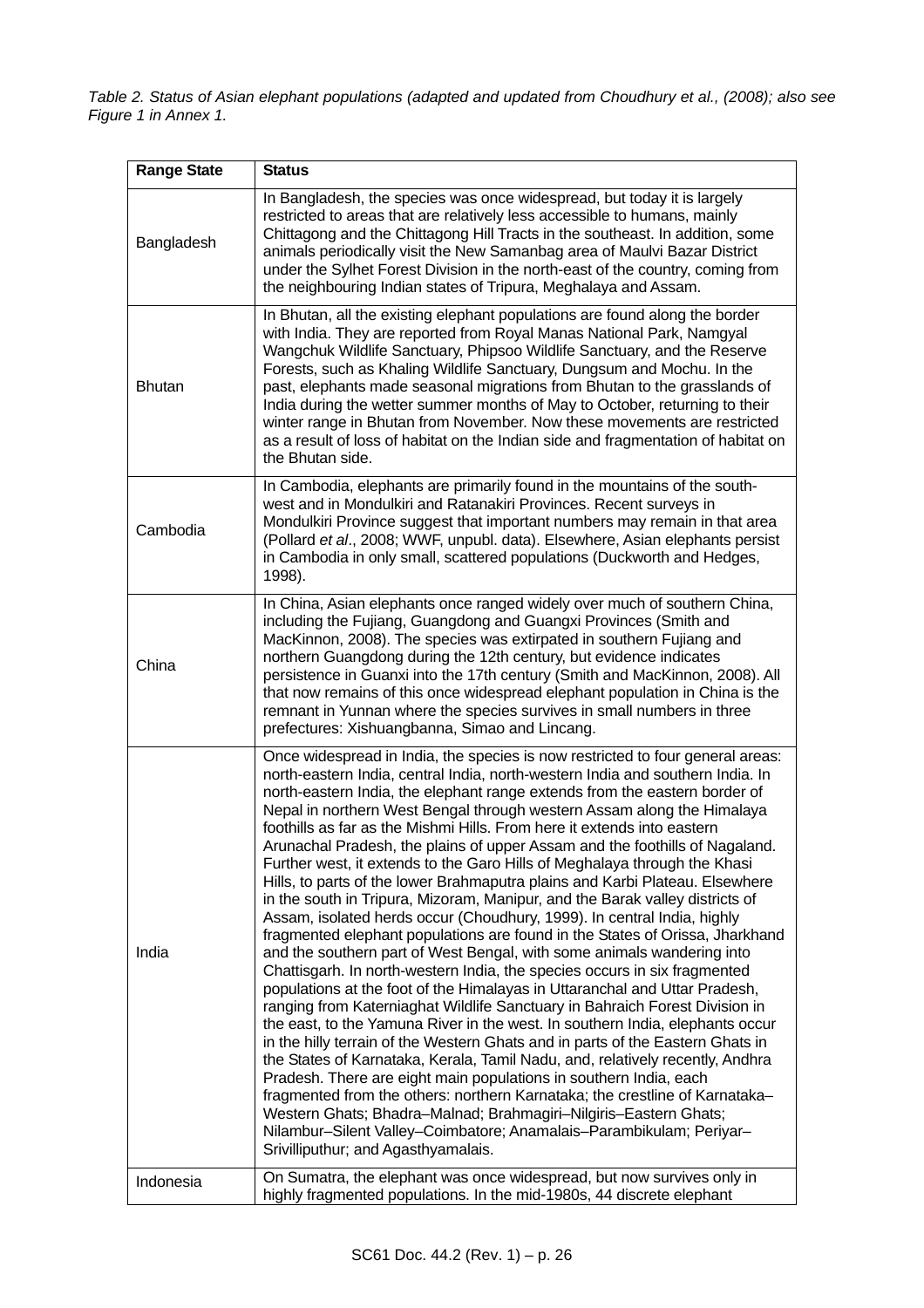*Table 2. Status of Asian elephant populations (adapted and updated from Choudhury et al., (2008); also see Figure 1 in Annex 1.*

| Range State | Status |
|---|---|
| Bangladesh | In Bangladesh, the species was once widespread, but today it is largely restricted to areas that are relatively less accessible to humans, mainly Chittagong and the Chittagong Hill Tracts in the southeast. In addition, some animals periodically visit the New Samanbag area of Maulvi Bazar District under the Sylhet Forest Division in the north-east of the country, coming from the neighbouring Indian states of Tripura, Meghalaya and Assam. |
| Bhutan | In Bhutan, all the existing elephant populations are found along the border with India. They are reported from Royal Manas National Park, Namgyal Wangchuk Wildlife Sanctuary, Phipsoo Wildlife Sanctuary, and the Reserve Forests, such as Khaling Wildlife Sanctuary, Dungsum and Mochu. In the past, elephants made seasonal migrations from Bhutan to the grasslands of India during the wetter summer months of May to October, returning to their winter range in Bhutan from November. Now these movements are restricted as a result of loss of habitat on the Indian side and fragmentation of habitat on the Bhutan side. |
| Cambodia | In Cambodia, elephants are primarily found in the mountains of the south-west and in Mondulkiri and Ratanakiri Provinces. Recent surveys in Mondulkiri Province suggest that important numbers may remain in that area (Pollard *et al*., 2008; WWF, unpubl. data). Elsewhere, Asian elephants persist in Cambodia in only small, scattered populations (Duckworth and Hedges, 1998). |
| China | In China, Asian elephants once ranged widely over much of southern China, including the Fujiang, Guangdong and Guangxi Provinces (Smith and MacKinnon, 2008). The species was extirpated in southern Fujiang and northern Guangdong during the 12th century, but evidence indicates persistence in Guanxi into the 17th century (Smith and MacKinnon, 2008). All that now remains of this once widespread elephant population in China is the remnant in Yunnan where the species survives in small numbers in three prefectures: Xishuangbanna, Simao and Lincang. |
| India | Once widespread in India, the species is now restricted to four general areas: north-eastern India, central India, north-western India and southern India. In north-eastern India, the elephant range extends from the eastern border of Nepal in northern West Bengal through western Assam along the Himalaya foothills as far as the Mishmi Hills. From here it extends into eastern Arunachal Pradesh, the plains of upper Assam and the foothills of Nagaland. Further west, it extends to the Garo Hills of Meghalaya through the Khasi Hills, to parts of the lower Brahmaputra plains and Karbi Plateau. Elsewhere in the south in Tripura, Mizoram, Manipur, and the Barak valley districts of Assam, isolated herds occur (Choudhury, 1999). In central India, highly fragmented elephant populations are found in the States of Orissa, Jharkhand and the southern part of West Bengal, with some animals wandering into Chattisgarh. In north-western India, the species occurs in six fragmented populations at the foot of the Himalayas in Uttaranchal and Uttar Pradesh, ranging from Katerniaghat Wildlife Sanctuary in Bahraich Forest Division in the east, to the Yamuna River in the west. In southern India, elephants occur in the hilly terrain of the Western Ghats and in parts of the Eastern Ghats in the States of Karnataka, Kerala, Tamil Nadu, and, relatively recently, Andhra Pradesh. There are eight main populations in southern India, each fragmented from the others: northern Karnataka; the crestline of Karnataka–Western Ghats; Bhadra–Malnad; Brahmagiri–Nilgiris–Eastern Ghats; Nilambur–Silent Valley–Coimbatore; Anamalais–Parambikulam; Periyar–Srivilliputhur; and Agasthyamalais. |
| Indonesia | On Sumatra, the elephant was once widespread, but now survives only in highly fragmented populations. In the mid-1980s, 44 discrete elephant |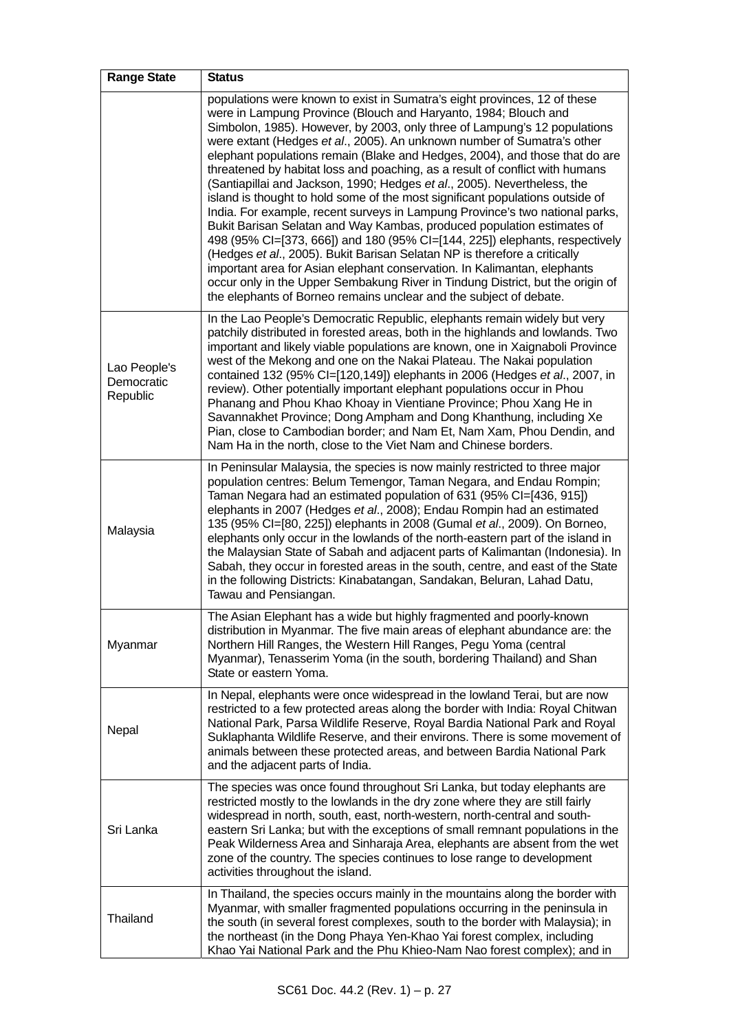| Range State | Status |
|---|---|
| | populations were known to exist in Sumatra's eight provinces, 12 of these were in Lampung Province (Blouch and Haryanto, 1984; Blouch and Simbolon, 1985). However, by 2003, only three of Lampung's 12 populations were extant (Hedges *et al*., 2005). An unknown number of Sumatra's other elephant populations remain (Blake and Hedges, 2004), and those that do are threatened by habitat loss and poaching, as a result of conflict with humans (Santiapillai and Jackson, 1990; Hedges *et al*., 2005). Nevertheless, the island is thought to hold some of the most significant populations outside of India. For example, recent surveys in Lampung Province's two national parks, Bukit Barisan Selatan and Way Kambas, produced population estimates of 498 (95% CI=[373, 666]) and 180 (95% CI=[144, 225]) elephants, respectively (Hedges *et al*., 2005). Bukit Barisan Selatan NP is therefore a critically important area for Asian elephant conservation. In Kalimantan, elephants occur only in the Upper Sembakung River in Tindung District, but the origin of the elephants of Borneo remains unclear and the subject of debate. |
| Lao People's Democratic Republic | In the Lao People's Democratic Republic, elephants remain widely but very patchily distributed in forested areas, both in the highlands and lowlands. Two important and likely viable populations are known, one in Xaignaboli Province west of the Mekong and one on the Nakai Plateau. The Nakai population contained 132 (95% CI=[120,149]) elephants in 2006 (Hedges *et al*., 2007, in review). Other potentially important elephant populations occur in Phou Phanang and Phou Khao Khoay in Vientiane Province; Phou Xang He in Savannakhet Province; Dong Ampham and Dong Khanthung, including Xe Pian, close to Cambodian border; and Nam Et, Nam Xam, Phou Dendin, and Nam Ha in the north, close to the Viet Nam and Chinese borders. |
| Malaysia | In Peninsular Malaysia, the species is now mainly restricted to three major population centres: Belum Temengor, Taman Negara, and Endau Rompin; Taman Negara had an estimated population of 631 (95% CI=[436, 915]) elephants in 2007 (Hedges *et al*., 2008); Endau Rompin had an estimated 135 (95% CI=[80, 225]) elephants in 2008 (Gumal *et al*., 2009). On Borneo, elephants only occur in the lowlands of the north-eastern part of the island in the Malaysian State of Sabah and adjacent parts of Kalimantan (Indonesia). In Sabah, they occur in forested areas in the south, centre, and east of the State in the following Districts: Kinabatangan, Sandakan, Beluran, Lahad Datu, Tawau and Pensiangan. |
| Myanmar | The Asian Elephant has a wide but highly fragmented and poorly-known distribution in Myanmar. The five main areas of elephant abundance are: the Northern Hill Ranges, the Western Hill Ranges, Pegu Yoma (central Myanmar), Tenasserim Yoma (in the south, bordering Thailand) and Shan State or eastern Yoma. |
| Nepal | In Nepal, elephants were once widespread in the lowland Terai, but are now restricted to a few protected areas along the border with India: Royal Chitwan National Park, Parsa Wildlife Reserve, Royal Bardia National Park and Royal Suklaphanta Wildlife Reserve, and their environs. There is some movement of animals between these protected areas, and between Bardia National Park and the adjacent parts of India. |
| Sri Lanka | The species was once found throughout Sri Lanka, but today elephants are restricted mostly to the lowlands in the dry zone where they are still fairly widespread in north, south, east, north-western, north-central and south-eastern Sri Lanka; but with the exceptions of small remnant populations in the Peak Wilderness Area and Sinharaja Area, elephants are absent from the wet zone of the country. The species continues to lose range to development activities throughout the island. |
| Thailand | In Thailand, the species occurs mainly in the mountains along the border with Myanmar, with smaller fragmented populations occurring in the peninsula in the south (in several forest complexes, south to the border with Malaysia); in the northeast (in the Dong Phaya Yen-Khao Yai forest complex, including Khao Yai National Park and the Phu Khieo-Nam Nao forest complex); and in |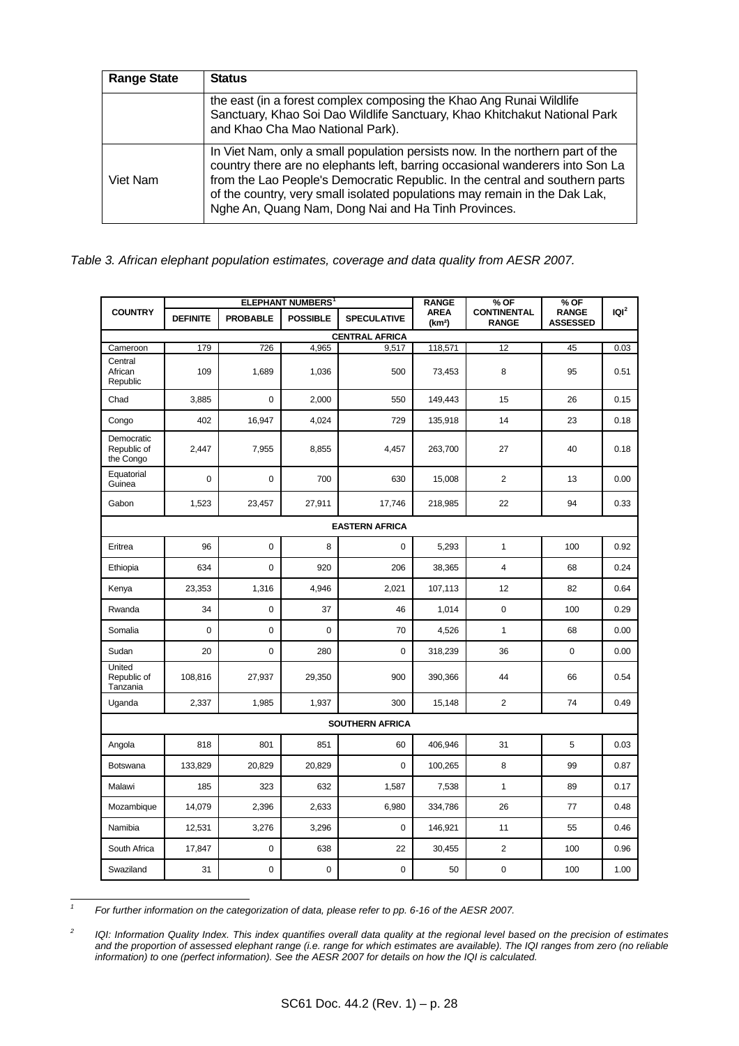| Range State | Status |
|---|---|
| | the east (in a forest complex composing the Khao Ang Runai Wildlife Sanctuary, Khao Soi Dao Wildlife Sanctuary, Khao Khitchakut National Park and Khao Cha Mao National Park). |
| Viet Nam | In Viet Nam, only a small population persists now. In the northern part of the country there are no elephants left, barring occasional wanderers into Son La from the Lao People's Democratic Republic. In the central and southern parts of the country, very small isolated populations may remain in the Dak Lak, Nghe An, Quang Nam, Dong Nai and Ha Tinh Provinces. |

*Table 3. African elephant population estimates, coverage and data quality from AESR 2007.*

| COUNTRY | ELEPHANT NUMBERS[1] | | | | RANGE AREA (km²) | % OF CONTINENTAL RANGE | % OF RANGE ASSESSED | IQI[2] |
|---|---|---|---|---|---|---|---|---|
| | DEFINITE | PROBABLE | POSSIBLE | SPECULATIVE | | | | |
| **CENTRAL AFRICA** | | | | | | | | |
| Cameroon | 179 | 726 | 4,965 | 9,517 | 118,571 | 12 | 45 | 0.03 |
| Central African Republic | 109 | 1,689 | 1,036 | 500 | 73,453 | 8 | 95 | 0.51 |
| Chad | 3,885 | 0 | 2,000 | 550 | 149,443 | 15 | 26 | 0.15 |
| Congo | 402 | 16,947 | 4,024 | 729 | 135,918 | 14 | 23 | 0.18 |
| Democratic Republic of the Congo | 2,447 | 7,955 | 8,855 | 4,457 | 263,700 | 27 | 40 | 0.18 |
| Equatorial Guinea | 0 | 0 | 700 | 630 | 15,008 | 2 | 13 | 0.00 |
| Gabon | 1,523 | 23,457 | 27,911 | 17,746 | 218,985 | 22 | 94 | 0.33 |
| **EASTERN AFRICA** | | | | | | | | |
| Eritrea | 96 | 0 | 8 | 0 | 5,293 | 1 | 100 | 0.92 |
| Ethiopia | 634 | 0 | 920 | 206 | 38,365 | 4 | 68 | 0.24 |
| Kenya | 23,353 | 1,316 | 4,946 | 2,021 | 107,113 | 12 | 82 | 0.64 |
| Rwanda | 34 | 0 | 37 | 46 | 1,014 | 0 | 100 | 0.29 |
| Somalia | 0 | 0 | 0 | 70 | 4,526 | 1 | 68 | 0.00 |
| Sudan | 20 | 0 | 280 | 0 | 318,239 | 36 | 0 | 0.00 |
| United Republic of Tanzania | 108,816 | 27,937 | 29,350 | 900 | 390,366 | 44 | 66 | 0.54 |
| Uganda | 2,337 | 1,985 | 1,937 | 300 | 15,148 | 2 | 74 | 0.49 |
| **SOUTHERN AFRICA** | | | | | | | | |
| Angola | 818 | 801 | 851 | 60 | 406,946 | 31 | 5 | 0.03 |
| Botswana | 133,829 | 20,829 | 20,829 | 0 | 100,265 | 8 | 99 | 0.87 |
| Malawi | 185 | 323 | 632 | 1,587 | 7,538 | 1 | 89 | 0.17 |
| Mozambique | 14,079 | 2,396 | 2,633 | 6,980 | 334,786 | 26 | 77 | 0.48 |
| Namibia | 12,531 | 3,276 | 3,296 | 0 | 146,921 | 11 | 55 | 0.46 |
| South Africa | 17,847 | 0 | 638 | 22 | 30,455 | 2 | 100 | 0.96 |
| Swaziland | 31 | 0 | 0 | 0 | 50 | 0 | 100 | 1.00 |

[1] *For further information on the categorization of data, please refer to pp. 6-16 of the AESR 2007.*

[2] *IQI: Information Quality Index. This index quantifies overall data quality at the regional level based on the precision of estimates and the proportion of assessed elephant range (i.e. range for which estimates are available). The IQI ranges from zero (no reliable information) to one (perfect information). See the AESR 2007 for details on how the IQI is calculated.*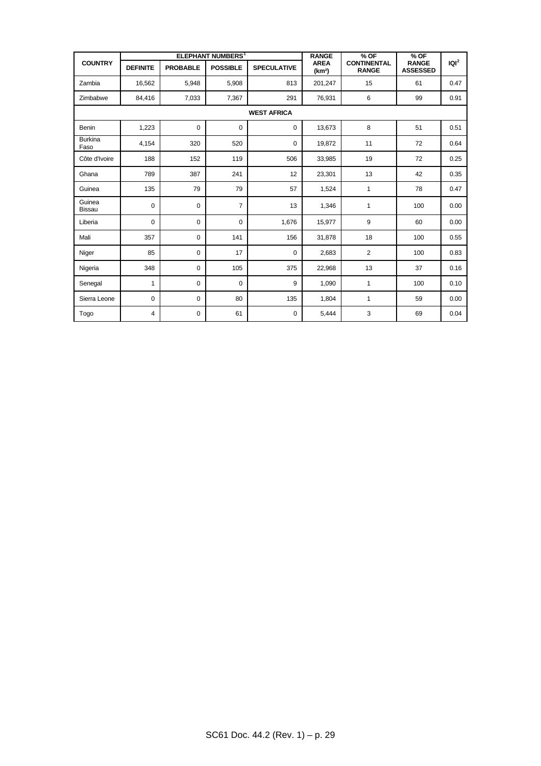| COUNTRY | ELEPHANT NUMBERS[1] | | | | RANGE AREA (km²) | % OF CONTINENTAL RANGE | % OF RANGE ASSESSED | IQI[2] |
|---|---|---|---|---|---|---|---|---|
| | DEFINITE | PROBABLE | POSSIBLE | SPECULATIVE | | | | |
| Zambia | 16,562 | 5,948 | 5,908 | 813 | 201,247 | 15 | 61 | 0.47 |
| Zimbabwe | 84,416 | 7,033 | 7,367 | 291 | 76,931 | 6 | 99 | 0.91 |
| **WEST AFRICA** | | | | | | | | |
| Benin | 1,223 | 0 | 0 | 0 | 13,673 | 8 | 51 | 0.51 |
| Burkina Faso | 4,154 | 320 | 520 | 0 | 19,872 | 11 | 72 | 0.64 |
| Côte d'Ivoire | 188 | 152 | 119 | 506 | 33,985 | 19 | 72 | 0.25 |
| Ghana | 789 | 387 | 241 | 12 | 23,301 | 13 | 42 | 0.35 |
| Guinea | 135 | 79 | 79 | 57 | 1,524 | 1 | 78 | 0.47 |
| Guinea Bissau | 0 | 0 | 7 | 13 | 1,346 | 1 | 100 | 0.00 |
| Liberia | 0 | 0 | 0 | 1,676 | 15,977 | 9 | 60 | 0.00 |
| Mali | 357 | 0 | 141 | 156 | 31,878 | 18 | 100 | 0.55 |
| Niger | 85 | 0 | 17 | 0 | 2,683 | 2 | 100 | 0.83 |
| Nigeria | 348 | 0 | 105 | 375 | 22,968 | 13 | 37 | 0.16 |
| Senegal | 1 | 0 | 0 | 9 | 1,090 | 1 | 100 | 0.10 |
| Sierra Leone | 0 | 0 | 80 | 135 | 1,804 | 1 | 59 | 0.00 |
| Togo | 4 | 0 | 61 | 0 | 5,444 | 3 | 69 | 0.04 |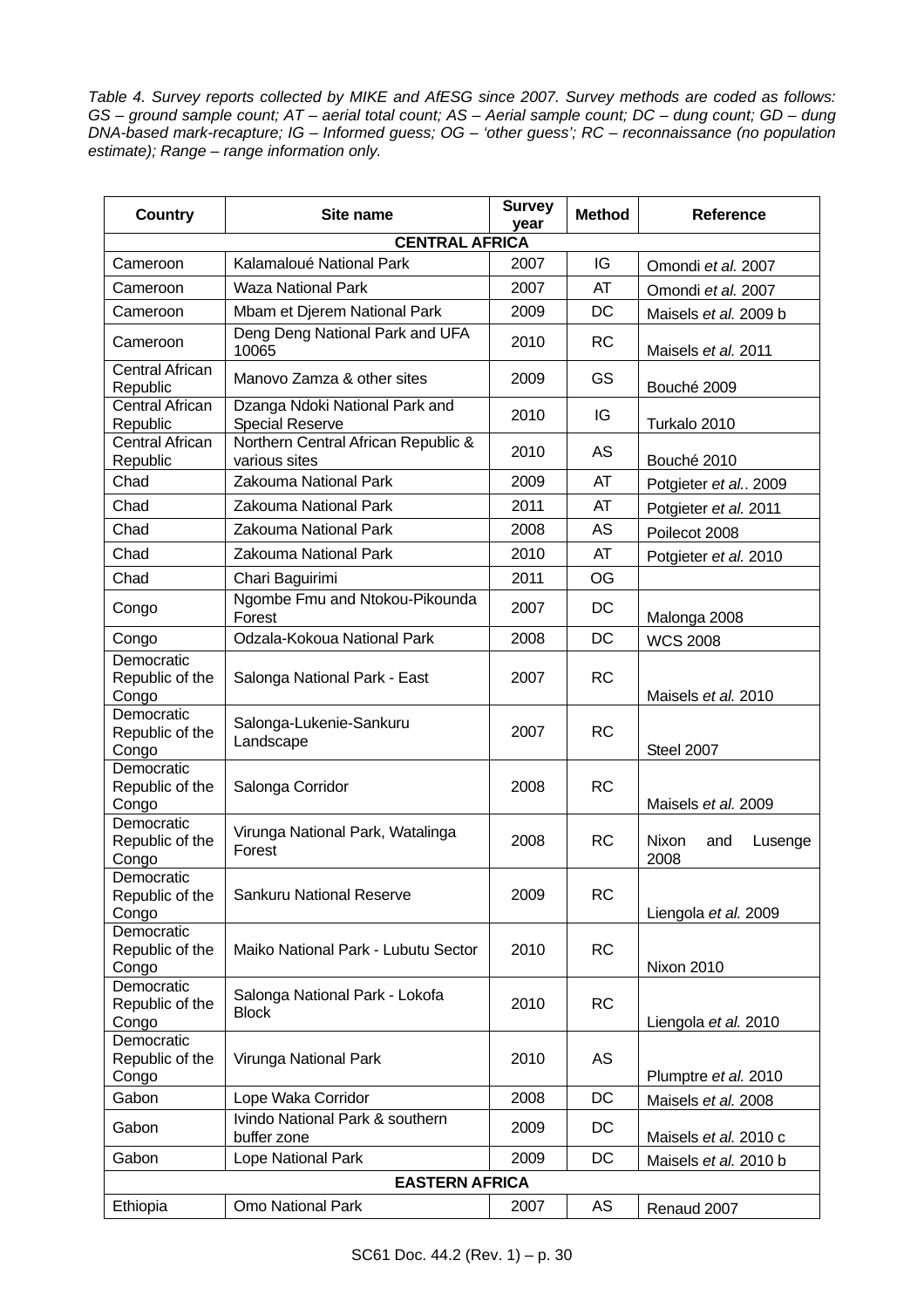*Table 4. Survey reports collected by MIKE and AfESG since 2007. Survey methods are coded as follows: GS – ground sample count; AT – aerial total count; AS – Aerial sample count; DC – dung count; GD – dung DNA-based mark-recapture; IG – Informed guess; OG – 'other guess'; RC – reconnaissance (no population estimate); Range – range information only.*

| Country | Site name | Survey year | Method | Reference |
|---|---|---|---|---|
| **CENTRAL AFRICA** | | | | |
| Cameroon | Kalamaloué National Park | 2007 | IG | Omondi *et al.* 2007 |
| Cameroon | Waza National Park | 2007 | AT | Omondi *et al.* 2007 |
| Cameroon | Mbam et Djerem National Park | 2009 | DC | Maisels *et al.* 2009 b |
| Cameroon | Deng Deng National Park and UFA 10065 | 2010 | RC | Maisels *et al.* 2011 |
| Central African Republic | Manovo Zamza & other sites | 2009 | GS | Bouché 2009 |
| Central African Republic | Dzanga Ndoki National Park and Special Reserve | 2010 | IG | Turkalo 2010 |
| Central African Republic | Northern Central African Republic & various sites | 2010 | AS | Bouché 2010 |
| Chad | Zakouma National Park | 2009 | AT | Potgieter *et al.*. 2009 |
| Chad | Zakouma National Park | 2011 | AT | Potgieter *et al.* 2011 |
| Chad | Zakouma National Park | 2008 | AS | Poilecot 2008 |
| Chad | Zakouma National Park | 2010 | AT | Potgieter *et al.* 2010 |
| Chad | Chari Baguirimi | 2011 | OG | |
| Congo | Ngombe Fmu and Ntokou-Pikounda Forest | 2007 | DC | Malonga 2008 |
| Congo | Odzala-Kokoua National Park | 2008 | DC | WCS 2008 |
| Democratic Republic of the Congo | Salonga National Park - East | 2007 | RC | Maisels *et al.* 2010 |
| Democratic Republic of the Congo | Salonga-Lukenie-Sankuru Landscape | 2007 | RC | Steel 2007 |
| Democratic Republic of the Congo | Salonga Corridor | 2008 | RC | Maisels *et al.* 2009 |
| Democratic Republic of the Congo | Virunga National Park, Watalinga Forest | 2008 | RC | Nixon and Lusenge 2008 |
| Democratic Republic of the Congo | Sankuru National Reserve | 2009 | RC | Liengola *et al.* 2009 |
| Democratic Republic of the Congo | Maiko National Park - Lubutu Sector | 2010 | RC | Nixon 2010 |
| Democratic Republic of the Congo | Salonga National Park - Lokofa Block | 2010 | RC | Liengola *et al.* 2010 |
| Democratic Republic of the Congo | Virunga National Park | 2010 | AS | Plumptre *et al.* 2010 |
| Gabon | Lope Waka Corridor | 2008 | DC | Maisels *et al.* 2008 |
| Gabon | Ivindo National Park & southern buffer zone | 2009 | DC | Maisels *et al.* 2010 c |
| Gabon | Lope National Park | 2009 | DC | Maisels *et al.* 2010 b |
| **EASTERN AFRICA** | | | | |
| Ethiopia | Omo National Park | 2007 | AS | Renaud 2007 |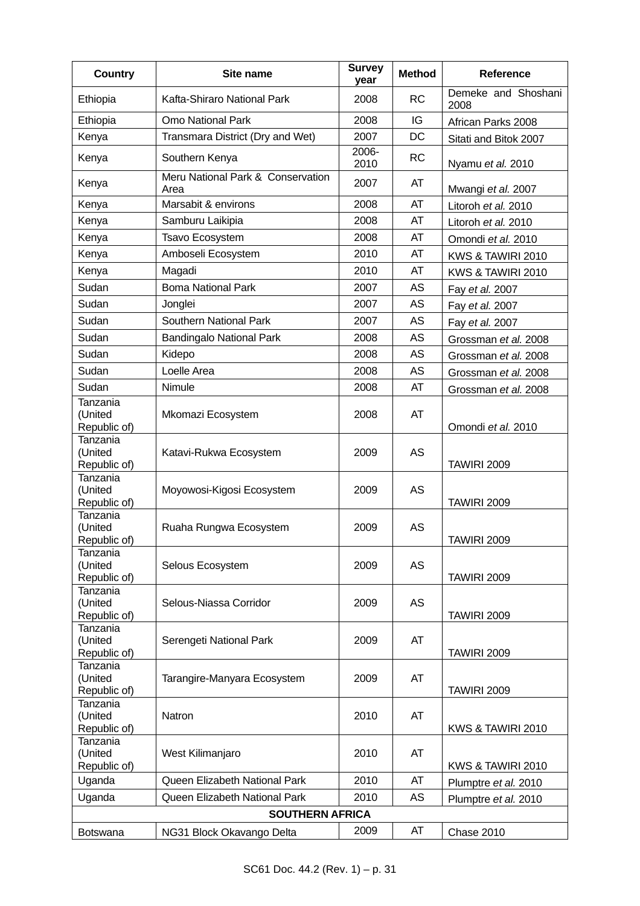| Country | Site name | Survey year | Method | Reference |
|---|---|---|---|---|
| Ethiopia | Kafta-Shiraro National Park | 2008 | RC | Demeke and Shoshani 2008 |
| Ethiopia | Omo National Park | 2008 | IG | African Parks 2008 |
| Kenya | Transmara District (Dry and Wet) | 2007 | DC | Sitati and Bitok 2007 |
| Kenya | Southern Kenya | 2006-2010 | RC | Nyamu *et al.* 2010 |
| Kenya | Meru National Park & Conservation Area | 2007 | AT | Mwangi *et al.* 2007 |
| Kenya | Marsabit & environs | 2008 | AT | Litoroh *et al.* 2010 |
| Kenya | Samburu Laikipia | 2008 | AT | Litoroh *et al.* 2010 |
| Kenya | Tsavo Ecosystem | 2008 | AT | Omondi *et al.* 2010 |
| Kenya | Amboseli Ecosystem | 2010 | AT | KWS & TAWIRI 2010 |
| Kenya | Magadi | 2010 | AT | KWS & TAWIRI 2010 |
| Sudan | Boma National Park | 2007 | AS | Fay *et al.* 2007 |
| Sudan | Jonglei | 2007 | AS | Fay *et al.* 2007 |
| Sudan | Southern National Park | 2007 | AS | Fay *et al.* 2007 |
| Sudan | Bandingalo National Park | 2008 | AS | Grossman *et al.* 2008 |
| Sudan | Kidepo | 2008 | AS | Grossman *et al.* 2008 |
| Sudan | Loelle Area | 2008 | AS | Grossman *et al.* 2008 |
| Sudan | Nimule | 2008 | AT | Grossman *et al.* 2008 |
| Tanzania (United Republic of) | Mkomazi Ecosystem | 2008 | AT | Omondi *et al.* 2010 |
| Tanzania (United Republic of) | Katavi-Rukwa Ecosystem | 2009 | AS | TAWIRI 2009 |
| Tanzania (United Republic of) | Moyowosi-Kigosi Ecosystem | 2009 | AS | TAWIRI 2009 |
| Tanzania (United Republic of) | Ruaha Rungwa Ecosystem | 2009 | AS | TAWIRI 2009 |
| Tanzania (United Republic of) | Selous Ecosystem | 2009 | AS | TAWIRI 2009 |
| Tanzania (United Republic of) | Selous-Niassa Corridor | 2009 | AS | TAWIRI 2009 |
| Tanzania (United Republic of) | Serengeti National Park | 2009 | AT | TAWIRI 2009 |
| Tanzania (United Republic of) | Tarangire-Manyara Ecosystem | 2009 | AT | TAWIRI 2009 |
| Tanzania (United Republic of) | Natron | 2010 | AT | KWS & TAWIRI 2010 |
| Tanzania (United Republic of) | West Kilimanjaro | 2010 | AT | KWS & TAWIRI 2010 |
| Uganda | Queen Elizabeth National Park | 2010 | AT | Plumptre *et al.* 2010 |
| Uganda | Queen Elizabeth National Park | 2010 | AS | Plumptre *et al.* 2010 |
| **SOUTHERN AFRICA** | | | | |
| Botswana | NG31 Block Okavango Delta | 2009 | AT | Chase 2010 |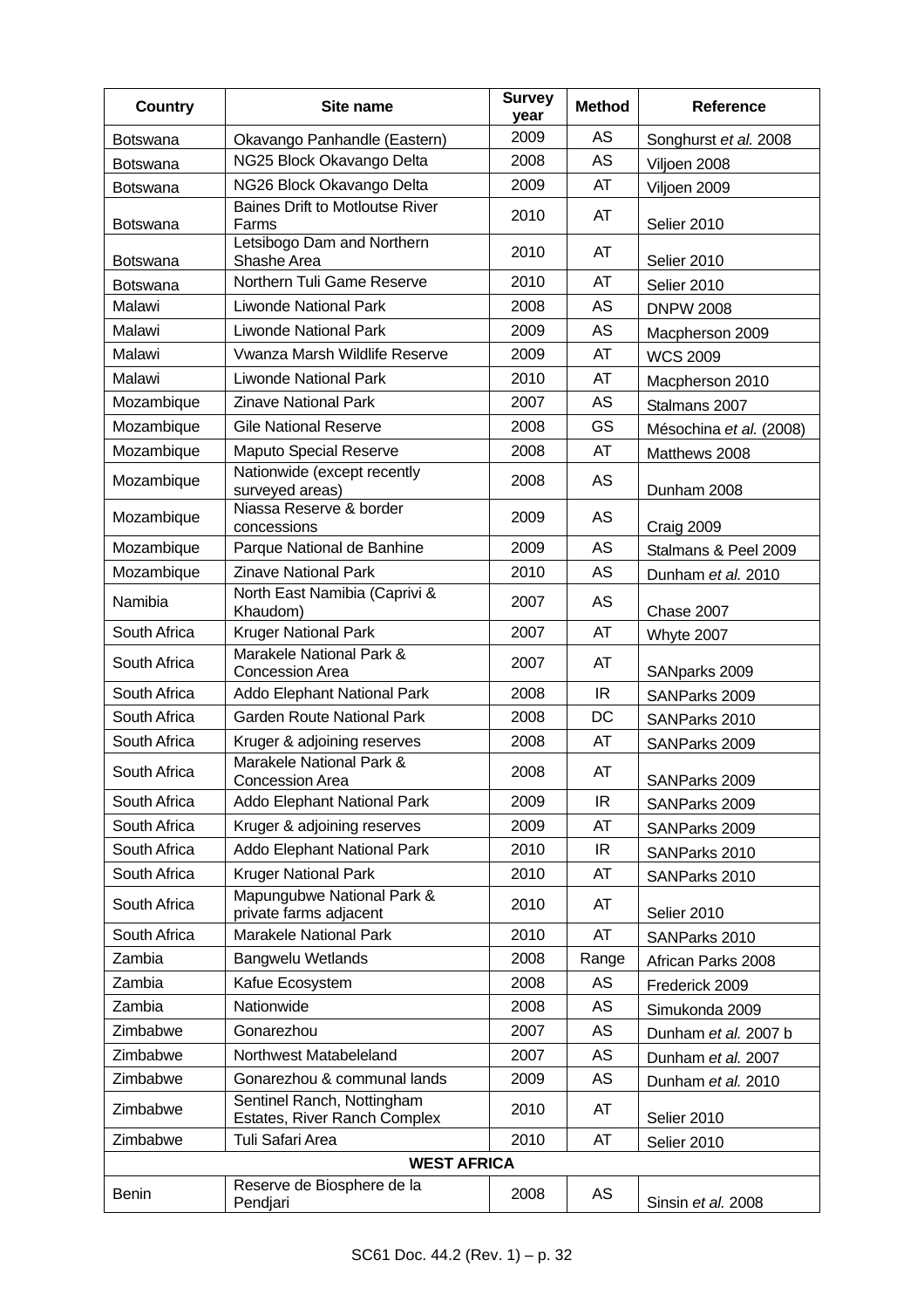| Country | Site name | Survey year | Method | Reference |
|---|---|---|---|---|
| Botswana | Okavango Panhandle (Eastern) | 2009 | AS | Songhurst *et al.* 2008 |
| Botswana | NG25 Block Okavango Delta | 2008 | AS | Viljoen 2008 |
| Botswana | NG26 Block Okavango Delta | 2009 | AT | Viljoen 2009 |
| Botswana | Baines Drift to Motloutse River Farms | 2010 | AT | Selier 2010 |
| Botswana | Letsibogo Dam and Northern Shashe Area | 2010 | AT | Selier 2010 |
| Botswana | Northern Tuli Game Reserve | 2010 | AT | Selier 2010 |
| Malawi | Liwonde National Park | 2008 | AS | DNPW 2008 |
| Malawi | Liwonde National Park | 2009 | AS | Macpherson 2009 |
| Malawi | Vwanza Marsh Wildlife Reserve | 2009 | AT | WCS 2009 |
| Malawi | Liwonde National Park | 2010 | AT | Macpherson 2010 |
| Mozambique | Zinave National Park | 2007 | AS | Stalmans 2007 |
| Mozambique | Gile National Reserve | 2008 | GS | Mésochina *et al.* (2008) |
| Mozambique | Maputo Special Reserve | 2008 | AT | Matthews 2008 |
| Mozambique | Nationwide (except recently surveyed areas) | 2008 | AS | Dunham 2008 |
| Mozambique | Niassa Reserve & border concessions | 2009 | AS | Craig 2009 |
| Mozambique | Parque National de Banhine | 2009 | AS | Stalmans & Peel 2009 |
| Mozambique | Zinave National Park | 2010 | AS | Dunham *et al.* 2010 |
| Namibia | North East Namibia (Caprivi & Khaudom) | 2007 | AS | Chase 2007 |
| South Africa | Kruger National Park | 2007 | AT | Whyte 2007 |
| South Africa | Marakele National Park & Concession Area | 2007 | AT | SANparks 2009 |
| South Africa | Addo Elephant National Park | 2008 | IR | SANParks 2009 |
| South Africa | Garden Route National Park | 2008 | DC | SANParks 2010 |
| South Africa | Kruger & adjoining reserves | 2008 | AT | SANParks 2009 |
| South Africa | Marakele National Park & Concession Area | 2008 | AT | SANParks 2009 |
| South Africa | Addo Elephant National Park | 2009 | IR | SANParks 2009 |
| South Africa | Kruger & adjoining reserves | 2009 | AT | SANParks 2009 |
| South Africa | Addo Elephant National Park | 2010 | IR | SANParks 2010 |
| South Africa | Kruger National Park | 2010 | AT | SANParks 2010 |
| South Africa | Mapungubwe National Park & private farms adjacent | 2010 | AT | Selier 2010 |
| South Africa | Marakele National Park | 2010 | AT | SANParks 2010 |
| Zambia | Bangwelu Wetlands | 2008 | Range | African Parks 2008 |
| Zambia | Kafue Ecosystem | 2008 | AS | Frederick 2009 |
| Zambia | Nationwide | 2008 | AS | Simukonda 2009 |
| Zimbabwe | Gonarezhou | 2007 | AS | Dunham *et al.* 2007 b |
| Zimbabwe | Northwest Matabeleland | 2007 | AS | Dunham *et al.* 2007 |
| Zimbabwe | Gonarezhou & communal lands | 2009 | AS | Dunham *et al.* 2010 |
| Zimbabwe | Sentinel Ranch, Nottingham Estates, River Ranch Complex | 2010 | AT | Selier 2010 |
| Zimbabwe | Tuli Safari Area | 2010 | AT | Selier 2010 |
| **WEST AFRICA** | | | | |
| Benin | Reserve de Biosphere de la Pendjari | 2008 | AS | Sinsin *et al.* 2008 |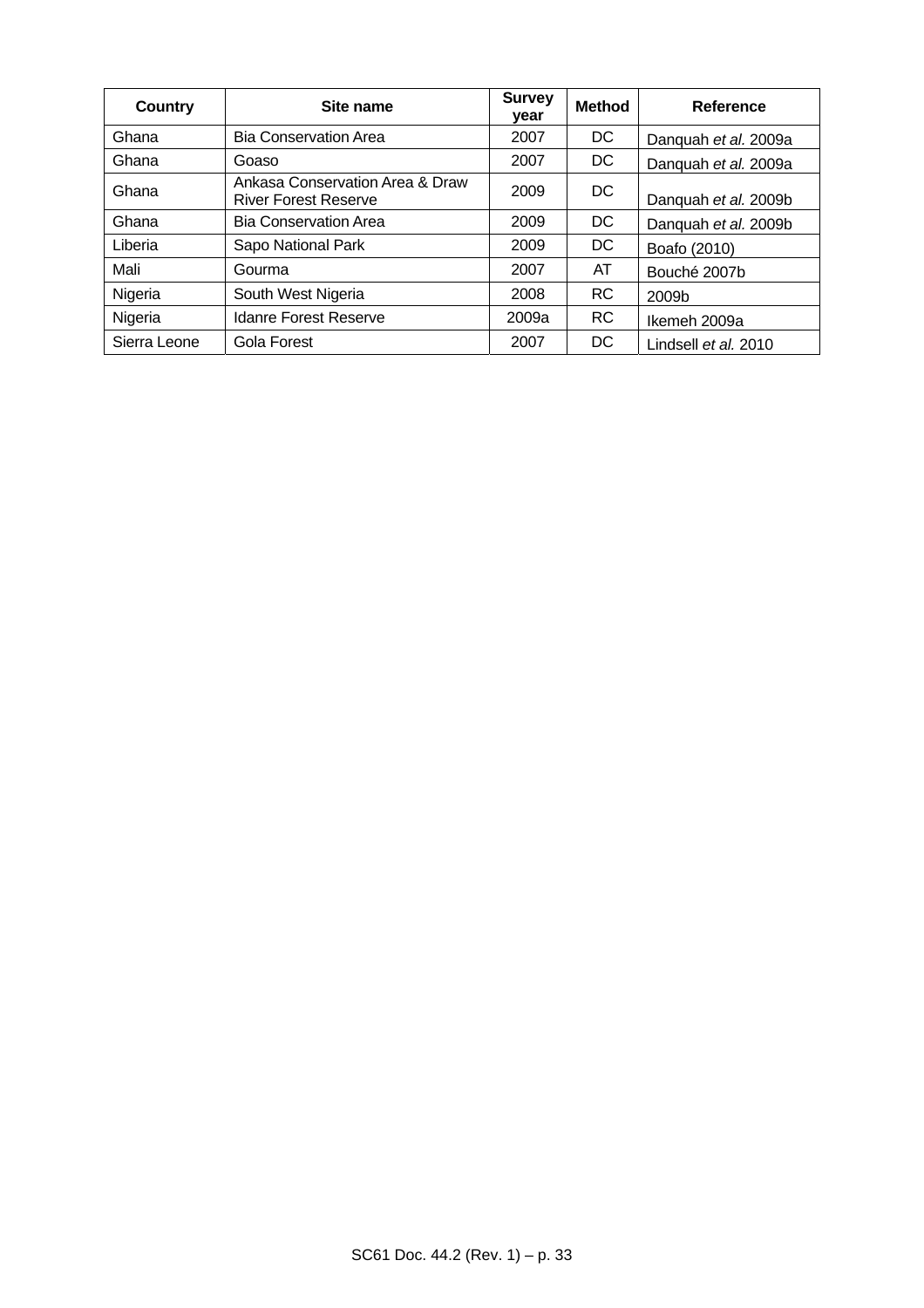| Country | Site name | Survey year | Method | Reference |
|---|---|---|---|---|
| Ghana | Bia Conservation Area | 2007 | DC | Danquah *et al.* 2009a |
| Ghana | Goaso | 2007 | DC | Danquah *et al.* 2009a |
| Ghana | Ankasa Conservation Area & Draw River Forest Reserve | 2009 | DC | Danquah *et al.* 2009b |
| Ghana | Bia Conservation Area | 2009 | DC | Danquah *et al.* 2009b |
| Liberia | Sapo National Park | 2009 | DC | Boafo (2010) |
| Mali | Gourma | 2007 | AT | Bouché 2007b |
| Nigeria | South West Nigeria | 2008 | RC | 2009b |
| Nigeria | Idanre Forest Reserve | 2009a | RC | Ikemeh 2009a |
| Sierra Leone | Gola Forest | 2007 | DC | Lindsell *et al.* 2010 |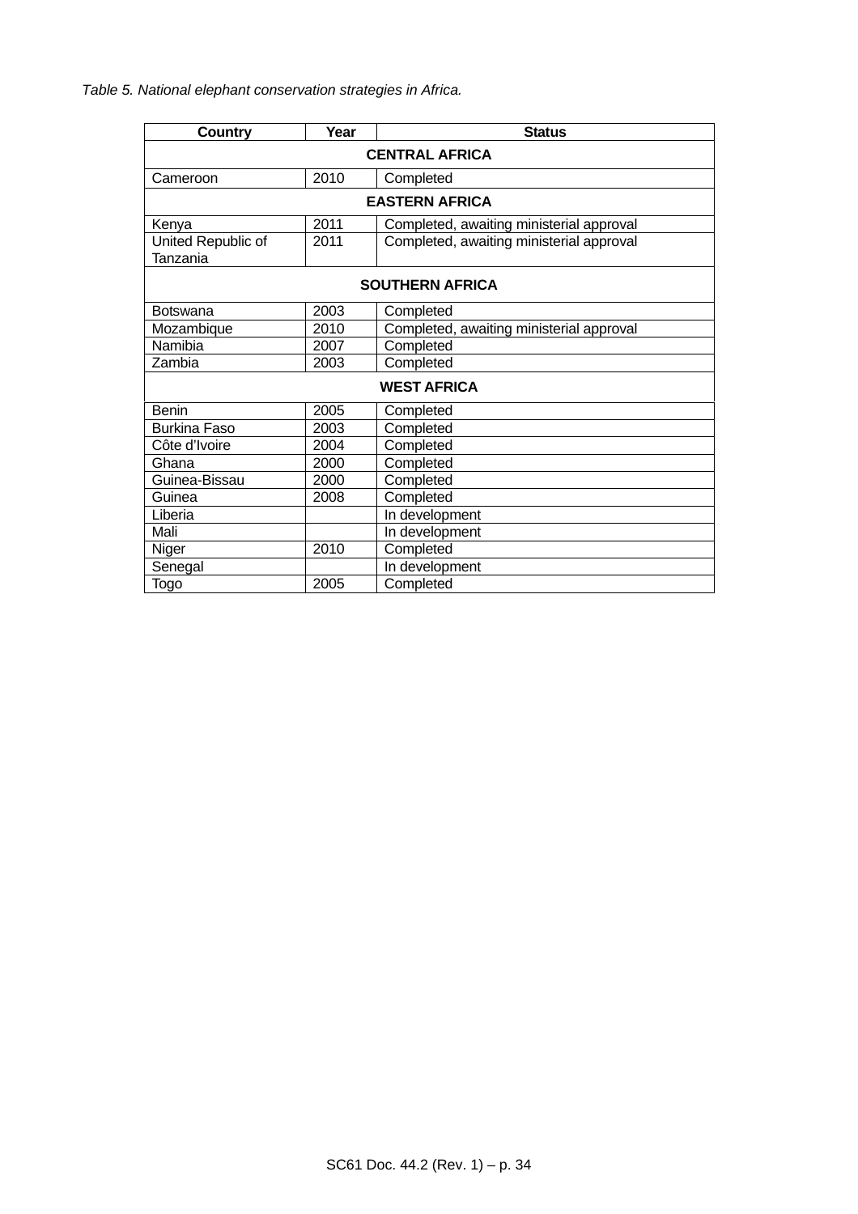*Table 5. National elephant conservation strategies in Africa.*

| Country | Year | Status |
|---|---|---|
| **CENTRAL AFRICA** | | |
| Cameroon | 2010 | Completed |
| **EASTERN AFRICA** | | |
| Kenya | 2011 | Completed, awaiting ministerial approval |
| United Republic of Tanzania | 2011 | Completed, awaiting ministerial approval |
| **SOUTHERN AFRICA** | | |
| Botswana | 2003 | Completed |
| Mozambique | 2010 | Completed, awaiting ministerial approval |
| Namibia | 2007 | Completed |
| Zambia | 2003 | Completed |
| **WEST AFRICA** | | |
| Benin | 2005 | Completed |
| Burkina Faso | 2003 | Completed |
| Côte d'Ivoire | 2004 | Completed |
| Ghana | 2000 | Completed |
| Guinea-Bissau | 2000 | Completed |
| Guinea | 2008 | Completed |
| Liberia | | In development |
| Mali | | In development |
| Niger | 2010 | Completed |
| Senegal | | In development |
| Togo | 2005 | Completed |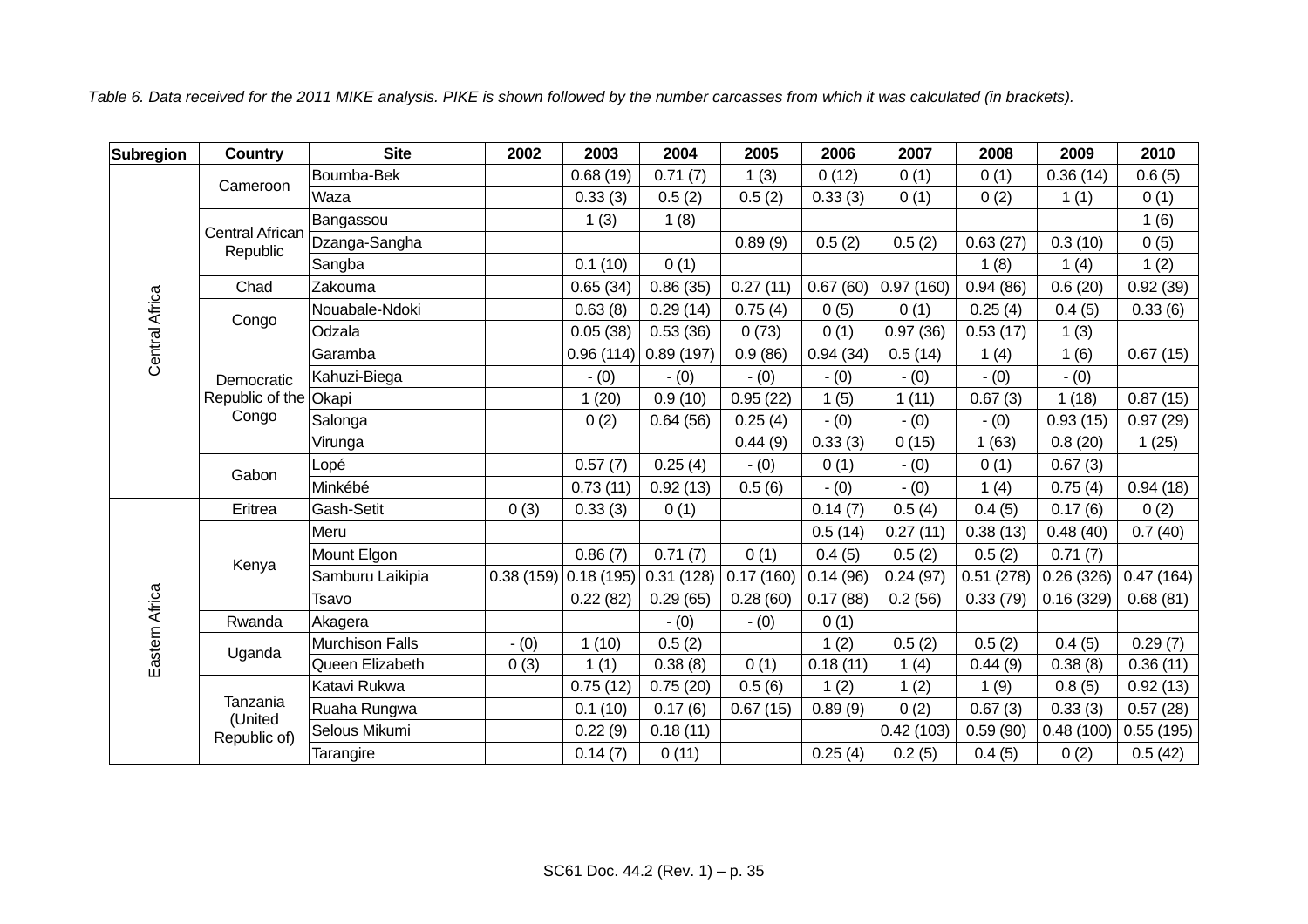*Table 6. Data received for the 2011 MIKE analysis. PIKE is shown followed by the number carcasses from which it was calculated (in brackets).*

| Subregion | Country | Site | 2002 | 2003 | 2004 | 2005 | 2006 | 2007 | 2008 | 2009 | 2010 |
|---|---|---|---|---|---|---|---|---|---|---|---|
| Central Africa | Cameroon | Boumba-Bek | | 0.68 (19) | 0.71 (7) | 1 (3) | 0 (12) | 0 (1) | 0 (1) | 0.36 (14) | 0.6 (5) |
| | | Waza | | 0.33 (3) | 0.5 (2) | 0.5 (2) | 0.33 (3) | 0 (1) | 0 (2) | 1 (1) | 0 (1) |
| | Central African Republic | Bangassou | | 1 (3) | 1 (8) | | | | | | 1 (6) |
| | | Dzanga-Sangha | | | | 0.89 (9) | 0.5 (2) | 0.5 (2) | 0.63 (27) | 0.3 (10) | 0 (5) |
| | | Sangba | | 0.1 (10) | 0 (1) | | | | 1 (8) | 1 (4) | 1 (2) |
| | Chad | Zakouma | | 0.65 (34) | 0.86 (35) | 0.27 (11) | 0.67 (60) | 0.97 (160) | 0.94 (86) | 0.6 (20) | 0.92 (39) |
| | Congo | Nouabale-Ndoki | | 0.63 (8) | 0.29 (14) | 0.75 (4) | 0 (5) | 0 (1) | 0.25 (4) | 0.4 (5) | 0.33 (6) |
| | | Odzala | | 0.05 (38) | 0.53 (36) | 0 (73) | 0 (1) | 0.97 (36) | 0.53 (17) | 1 (3) | |
| | Democratic Republic of the Congo | Garamba | | 0.96 (114) | 0.89 (197) | 0.9 (86) | 0.94 (34) | 0.5 (14) | 1 (4) | 1 (6) | 0.67 (15) |
| | | Kahuzi-Biega | | - (0) | - (0) | - (0) | - (0) | - (0) | - (0) | - (0) | |
| | | Okapi | | 1 (20) | 0.9 (10) | 0.95 (22) | 1 (5) | 1 (11) | 0.67 (3) | 1 (18) | 0.87 (15) |
| | | Salonga | | 0 (2) | 0.64 (56) | 0.25 (4) | - (0) | - (0) | - (0) | 0.93 (15) | 0.97 (29) |
| | | Virunga | | | | 0.44 (9) | 0.33 (3) | 0 (15) | 1 (63) | 0.8 (20) | 1 (25) |
| | Gabon | Lopé | | 0.57 (7) | 0.25 (4) | - (0) | 0 (1) | - (0) | 0 (1) | 0.67 (3) | |
| | | Minkébé | | 0.73 (11) | 0.92 (13) | 0.5 (6) | - (0) | - (0) | 1 (4) | 0.75 (4) | 0.94 (18) |
| Eastern Africa | Eritrea | Gash-Setit | 0 (3) | 0.33 (3) | 0 (1) | | 0.14 (7) | 0.5 (4) | 0.4 (5) | 0.17 (6) | 0 (2) |
| | Kenya | Meru | | | | | 0.5 (14) | 0.27 (11) | 0.38 (13) | 0.48 (40) | 0.7 (40) |
| | | Mount Elgon | | 0.86 (7) | 0.71 (7) | 0 (1) | 0.4 (5) | 0.5 (2) | 0.5 (2) | 0.71 (7) | |
| | | Samburu Laikipia | 0.38 (159) | 0.18 (195) | 0.31 (128) | 0.17 (160) | 0.14 (96) | 0.24 (97) | 0.51 (278) | 0.26 (326) | 0.47 (164) |
| | | Tsavo | | 0.22 (82) | 0.29 (65) | 0.28 (60) | 0.17 (88) | 0.2 (56) | 0.33 (79) | 0.16 (329) | 0.68 (81) |
| | Rwanda | Akagera | | | - (0) | - (0) | 0 (1) | | | | |
| | Uganda | Murchison Falls | - (0) | 1 (10) | 0.5 (2) | | 1 (2) | 0.5 (2) | 0.5 (2) | 0.4 (5) | 0.29 (7) |
| | | Queen Elizabeth | 0 (3) | 1 (1) | 0.38 (8) | 0 (1) | 0.18 (11) | 1 (4) | 0.44 (9) | 0.38 (8) | 0.36 (11) |
| | Tanzania (United Republic of) | Katavi Rukwa | | 0.75 (12) | 0.75 (20) | 0.5 (6) | 1 (2) | 1 (2) | 1 (9) | 0.8 (5) | 0.92 (13) |
| | | Ruaha Rungwa | | 0.1 (10) | 0.17 (6) | 0.67 (15) | 0.89 (9) | 0 (2) | 0.67 (3) | 0.33 (3) | 0.57 (28) |
| | | Selous Mikumi | | 0.22 (9) | 0.18 (11) | | | 0.42 (103) | 0.59 (90) | 0.48 (100) | 0.55 (195) |
| | | Tarangire | | 0.14 (7) | 0 (11) | | 0.25 (4) | 0.2 (5) | 0.4 (5) | 0 (2) | 0.5 (42) |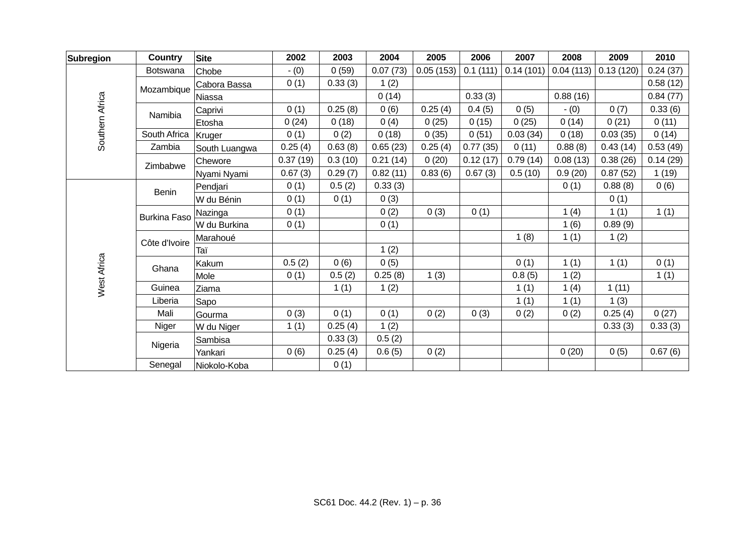| Subregion | Country | Site | 2002 | 2003 | 2004 | 2005 | 2006 | 2007 | 2008 | 2009 | 2010 |
|---|---|---|---|---|---|---|---|---|---|---|---|
| Southern Africa | Botswana | Chobe | - (0) | 0 (59) | 0.07 (73) | 0.05 (153) | 0.1 (111) | 0.14 (101) | 0.04 (113) | 0.13 (120) | 0.24 (37) |
| | Mozambique | Cabora Bassa | 0 (1) | 0.33 (3) | 1 (2) | | | | | | 0.58 (12) |
| | | Niassa | | | 0 (14) | | 0.33 (3) | | 0.88 (16) | | 0.84 (77) |
| | Namibia | Caprivi | 0 (1) | 0.25 (8) | 0 (6) | 0.25 (4) | 0.4 (5) | 0 (5) | - (0) | 0 (7) | 0.33 (6) |
| | | Etosha | 0 (24) | 0 (18) | 0 (4) | 0 (25) | 0 (15) | 0 (25) | 0 (14) | 0 (21) | 0 (11) |
| | South Africa | Kruger | 0 (1) | 0 (2) | 0 (18) | 0 (35) | 0 (51) | 0.03 (34) | 0 (18) | 0.03 (35) | 0 (14) |
| | Zambia | South Luangwa | 0.25 (4) | 0.63 (8) | 0.65 (23) | 0.25 (4) | 0.77 (35) | 0 (11) | 0.88 (8) | 0.43 (14) | 0.53 (49) |
| | Zimbabwe | Chewore | 0.37 (19) | 0.3 (10) | 0.21 (14) | 0 (20) | 0.12 (17) | 0.79 (14) | 0.08 (13) | 0.38 (26) | 0.14 (29) |
| | | Nyami Nyami | 0.67 (3) | 0.29 (7) | 0.82 (11) | 0.83 (6) | 0.67 (3) | 0.5 (10) | 0.9 (20) | 0.87 (52) | 1 (19) |
| West Africa | Benin | Pendjari | 0 (1) | 0.5 (2) | 0.33 (3) | | | | 0 (1) | 0.88 (8) | 0 (6) |
| | | W du Bénin | 0 (1) | 0 (1) | 0 (3) | | | | | 0 (1) | |
| | Burkina Faso | Nazinga | 0 (1) | | 0 (2) | 0 (3) | 0 (1) | | 1 (4) | 1 (1) | 1 (1) |
| | | W du Burkina | 0 (1) | | 0 (1) | | | | 1 (6) | 0.89 (9) | |
| | Côte d'Ivoire | Marahoué | | | | | | 1 (8) | 1 (1) | 1 (2) | |
| | | Taï | | | 1 (2) | | | | | | |
| | Ghana | Kakum | 0.5 (2) | 0 (6) | 0 (5) | | | 0 (1) | 1 (1) | 1 (1) | 0 (1) |
| | | Mole | 0 (1) | 0.5 (2) | 0.25 (8) | 1 (3) | | 0.8 (5) | 1 (2) | | 1 (1) |
| | Guinea | Ziama | | 1 (1) | 1 (2) | | | 1 (1) | 1 (4) | 1 (11) | |
| | Liberia | Sapo | | | | | | 1 (1) | 1 (1) | 1 (3) | |
| | Mali | Gourma | 0 (3) | 0 (1) | 0 (1) | 0 (2) | 0 (3) | 0 (2) | 0 (2) | 0.25 (4) | 0 (27) |
| | Niger | W du Niger | 1 (1) | 0.25 (4) | 1 (2) | | | | | 0.33 (3) | 0.33 (3) |
| | Nigeria | Sambisa | | 0.33 (3) | 0.5 (2) | | | | | | |
| | | Yankari | 0 (6) | 0.25 (4) | 0.6 (5) | 0 (2) | | | 0 (20) | 0 (5) | 0.67 (6) |
| | Senegal | Niokolo-Koba | | 0 (1) | | | | | | | |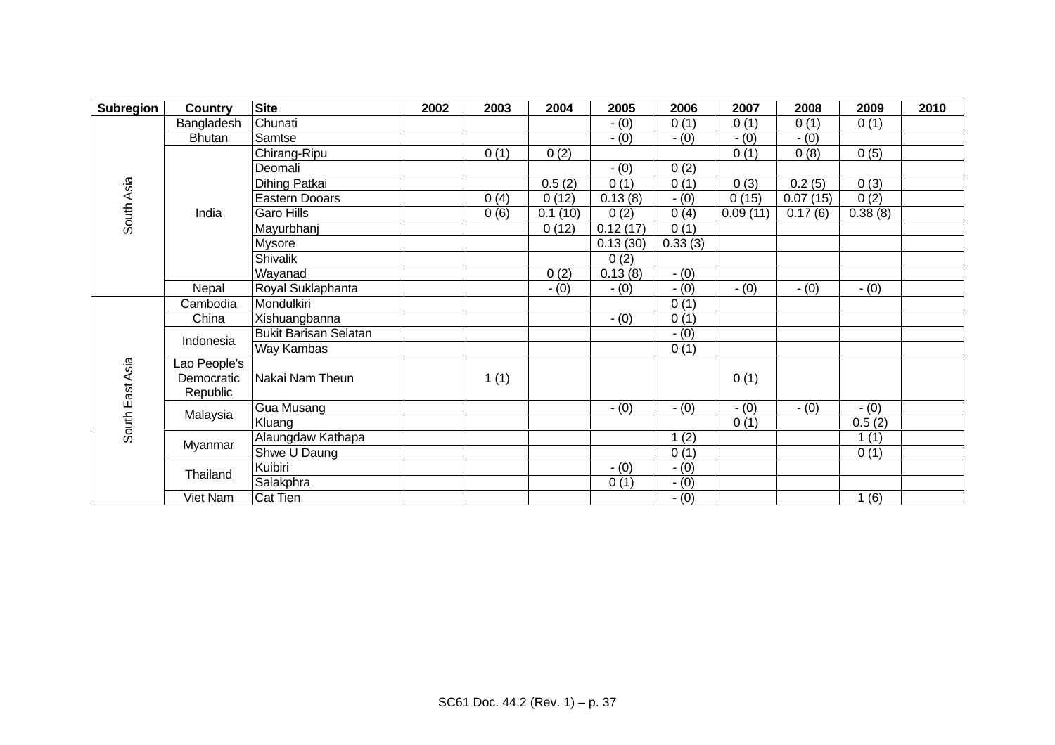| Subregion | Country | Site | 2002 | 2003 | 2004 | 2005 | 2006 | 2007 | 2008 | 2009 | 2010 |
|---|---|---|---|---|---|---|---|---|---|---|---|
| South Asia | Bangladesh | Chunati | | | | - (0) | 0 (1) | 0 (1) | 0 (1) | 0 (1) | |
| | Bhutan | Samtse | | | | - (0) | - (0) | - (0) | - (0) | | |
| | India | Chirang-Ripu | | 0 (1) | 0 (2) | | | 0 (1) | 0 (8) | 0 (5) | |
| | | Deomali | | | | - (0) | 0 (2) | | | | |
| | | Dihing Patkai | | | 0.5 (2) | 0 (1) | 0 (1) | 0 (3) | 0.2 (5) | 0 (3) | |
| | | Eastern Dooars | | 0 (4) | 0 (12) | 0.13 (8) | - (0) | 0 (15) | 0.07 (15) | 0 (2) | |
| | | Garo Hills | | 0 (6) | 0.1 (10) | 0 (2) | 0 (4) | 0.09 (11) | 0.17 (6) | 0.38 (8) | |
| | | Mayurbhanj | | | 0 (12) | 0.12 (17) | 0 (1) | | | | |
| | | Mysore | | | | 0.13 (30) | 0.33 (3) | | | | |
| | | Shivalik | | | | 0 (2) | | | | | |
| | | Wayanad | | | 0 (2) | 0.13 (8) | - (0) | | | | |
| | Nepal | Royal Suklaphanta | | | - (0) | - (0) | - (0) | - (0) | - (0) | - (0) | |
| South East Asia | Cambodia | Mondulkiri | | | | | 0 (1) | | | | |
| | China | Xishuangbanna | | | | - (0) | 0 (1) | | | | |
| | Indonesia | Bukit Barisan Selatan | | | | | - (0) | | | | |
| | | Way Kambas | | | | | 0 (1) | | | | |
| | Lao People's Democratic Republic | Nakai Nam Theun | | 1 (1) | | | | 0 (1) | | | |
| | Malaysia | Gua Musang | | | | - (0) | - (0) | - (0) | - (0) | - (0) | |
| | | Kluang | | | | | | 0 (1) | | 0.5 (2) | |
| | Myanmar | Alaungdaw Kathapa | | | | | 1 (2) | | | 1 (1) | |
| | | Shwe U Daung | | | | | 0 (1) | | | 0 (1) | |
| | Thailand | Kuibiri | | | | - (0) | - (0) | | | | |
| | | Salakphra | | | | 0 (1) | - (0) | | | | |
| | Viet Nam | Cat Tien | | | | | - (0) | | | 1 (6) | |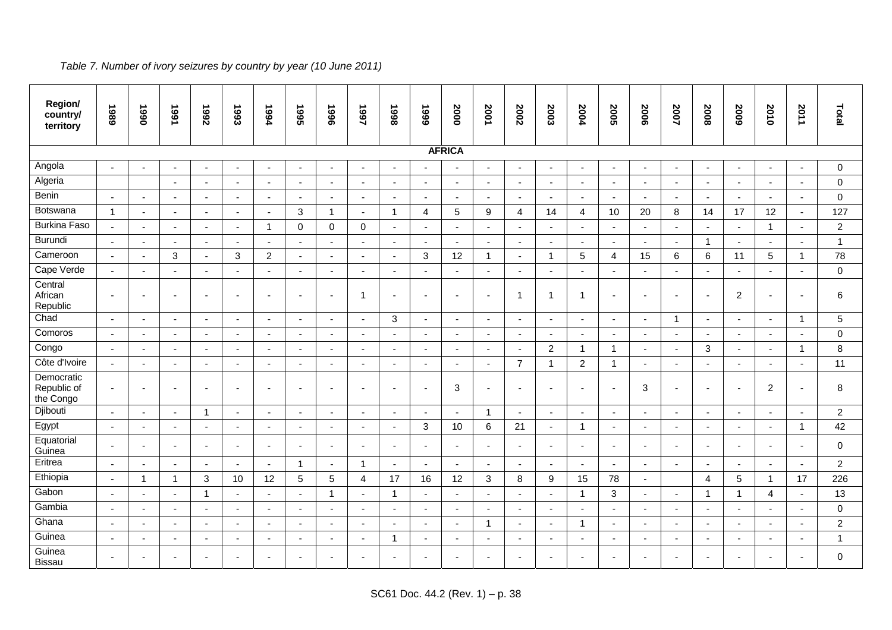*Table 7. Number of ivory seizures by country by year (10 June 2011)*

| Region/ country/ territory | 1989 | 1990 | 1991 | 1992 | 1993 | 1994 | 1995 | 1996 | 1997 | 1998 | 1999 | 2000 | 2001 | 2002 | 2003 | 2004 | 2005 | 2006 | 2007 | 2008 | 2009 | 2010 | 2011 | Total |
|---|---|---|---|---|---|---|---|---|---|---|---|---|---|---|---|---|---|---|---|---|---|---|---|---|
| **AFRICA** | | | | | | | | | | | | | | | | | | | | | | | | |
| Angola | - | - | - | - | - | - | - | - | - | - | - | - | - | - | - | - | - | - | - | - | - | - | - | 0 |
| Algeria | | | - | - | - | - | - | - | - | - | - | - | - | - | - | - | - | - | - | - | - | - | - | 0 |
| Benin | - | - | - | - | - | - | - | - | - | - | - | - | - | - | - | - | - | - | - | - | - | - | - | 0 |
| Botswana | 1 | - | - | - | - | - | 3 | 1 | - | 1 | 4 | 5 | 9 | 4 | 14 | 4 | 10 | 20 | 8 | 14 | 17 | 12 | - | 127 |
| Burkina Faso | - | - | - | - | - | 1 | 0 | 0 | 0 | - | - | - | - | - | - | - | - | - | - | - | - | 1 | - | 2 |
| Burundi | - | - | - | - | - | - | - | - | - | - | - | - | - | - | - | - | - | - | - | 1 | - | - | - | 1 |
| Cameroon | - | - | 3 | - | 3 | 2 | - | - | - | - | 3 | 12 | 1 | - | 1 | 5 | 4 | 15 | 6 | 6 | 11 | 5 | 1 | 78 |
| Cape Verde | - | - | - | - | - | - | - | - | - | - | - | - | - | - | - | - | - | - | - | - | - | - | - | 0 |
| Central African Republic | - | - | - | - | - | - | - | - | 1 | - | - | - | - | 1 | 1 | 1 | - | - | - | - | 2 | - | - | 6 |
| Chad | - | - | - | - | - | - | - | - | - | 3 | - | - | - | - | - | - | - | - | 1 | - | - | - | 1 | 5 |
| Comoros | - | - | - | - | - | - | - | - | - | - | - | - | - | - | - | - | - | - | - | - | - | - | - | 0 |
| Congo | - | - | - | - | - | - | - | - | - | - | - | - | - | - | 2 | 1 | 1 | - | - | 3 | - | - | 1 | 8 |
| Côte d'Ivoire | - | - | - | - | - | - | - | - | - | - | - | - | - | 7 | 1 | 2 | 1 | - | - | - | - | - | - | 11 |
| Democratic Republic of the Congo | - | - | - | - | - | - | - | - | - | - | - | 3 | - | - | - | - | - | 3 | - | - | - | 2 | - | 8 |
| Djibouti | - | - | - | 1 | - | - | - | - | - | - | - | - | 1 | - | - | - | - | - | - | - | - | - | - | 2 |
| Egypt | - | - | - | - | - | - | - | - | - | - | 3 | 10 | 6 | 21 | - | 1 | - | - | - | - | - | - | 1 | 42 |
| Equatorial Guinea | - | - | - | - | - | - | - | - | - | - | - | - | - | - | - | - | - | - | - | - | - | - | - | 0 |
| Eritrea | - | - | - | - | - | - | 1 | - | 1 | - | - | - | - | - | - | - | - | - | - | - | - | - | - | 2 |
| Ethiopia | - | 1 | 1 | 3 | 10 | 12 | 5 | 5 | 4 | 17 | 16 | 12 | 3 | 8 | 9 | 15 | 78 | - | | 4 | 5 | 1 | 17 | 226 |
| Gabon | - | - | - | 1 | - | - | - | 1 | - | 1 | - | - | - | - | - | 1 | 3 | - | - | 1 | 1 | 4 | - | 13 |
| Gambia | - | - | - | - | - | - | - | - | - | - | - | - | - | - | - | - | - | - | - | - | - | - | - | 0 |
| Ghana | - | - | - | - | - | - | - | - | - | - | - | - | 1 | - | - | 1 | - | - | - | - | - | - | - | 2 |
| Guinea | - | - | - | - | - | - | - | - | - | 1 | - | - | - | - | - | - | - | - | - | - | - | - | - | 1 |
| Guinea Bissau | - | - | - | - | - | - | - | - | - | - | - | - | - | - | - | - | - | - | - | - | - | - | - | 0 |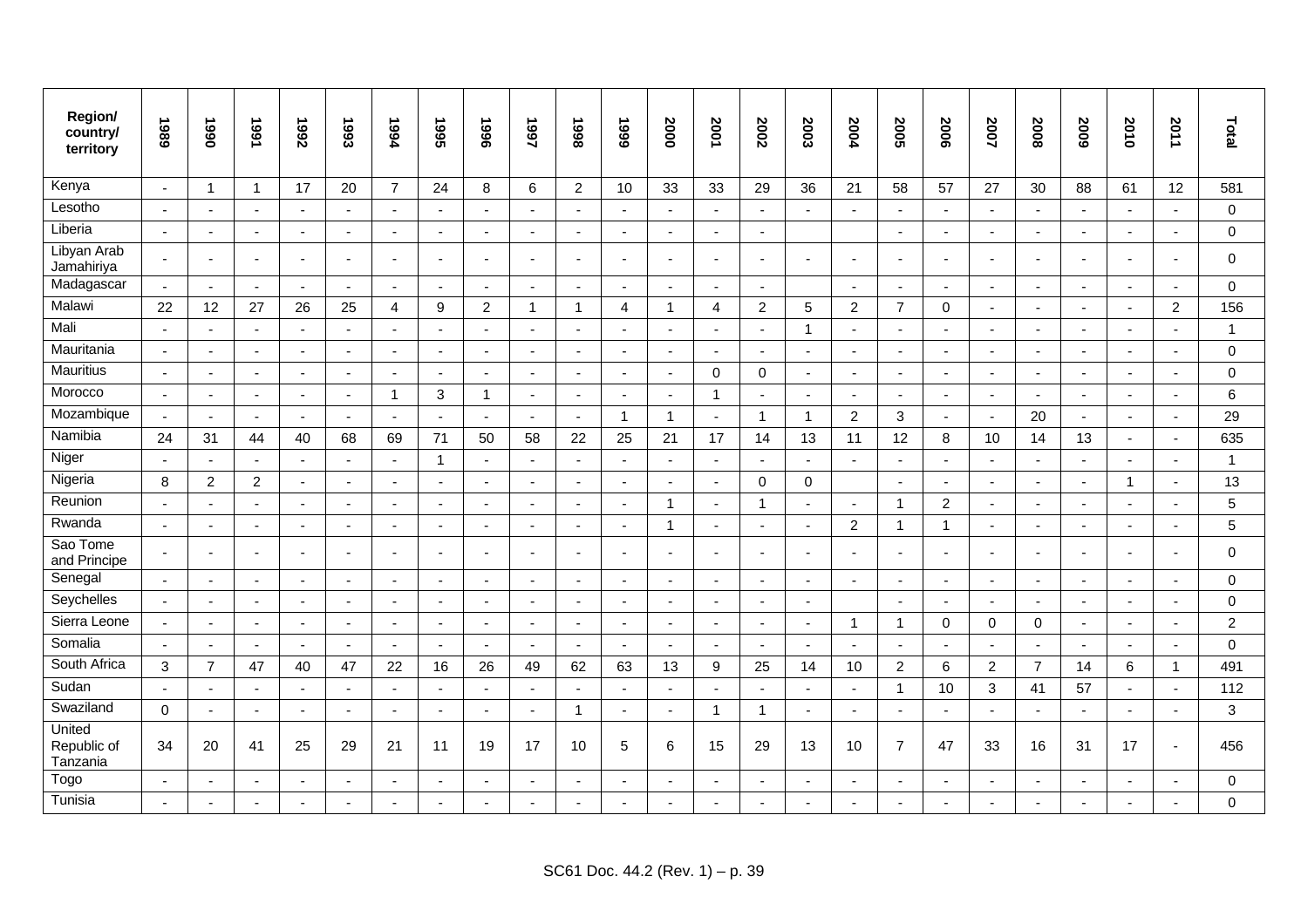| Region/ country/ territory | 1989 | 1990 | 1991 | 1992 | 1993 | 1994 | 1995 | 1996 | 1997 | 1998 | 1999 | 2000 | 2001 | 2002 | 2003 | 2004 | 2005 | 2006 | 2007 | 2008 | 2009 | 2010 | 2011 | Total |
|---|---|---|---|---|---|---|---|---|---|---|---|---|---|---|---|---|---|---|---|---|---|---|---|---|
| Kenya | - | 1 | 1 | 17 | 20 | 7 | 24 | 8 | 6 | 2 | 10 | 33 | 33 | 29 | 36 | 21 | 58 | 57 | 27 | 30 | 88 | 61 | 12 | 581 |
| Lesotho | - | - | - | - | - | - | - | - | - | - | - | - | - | - | - | - | - | - | - | - | - | - | - | 0 |
| Liberia | - | - | - | - | - | - | - | - | - | - | - | - | - | - | | | - | - | - | - | - | - | - | 0 |
| Libyan Arab Jamahiriya | - | - | - | - | - | - | - | - | - | - | - | - | - | - | - | - | - | - | - | - | - | - | - | 0 |
| Madagascar | - | - | - | - | - | - | - | - | - | - | - | - | - | - | | - | - | - | - | - | - | - | - | 0 |
| Malawi | 22 | 12 | 27 | 26 | 25 | 4 | 9 | 2 | 1 | 1 | 4 | 1 | 4 | 2 | 5 | 2 | 7 | 0 | - | - | - | - | 2 | 156 |
| Mali | - | - | - | - | - | - | - | - | - | - | - | - | - | - | 1 | - | - | - | - | - | - | - | - | 1 |
| Mauritania | - | - | - | - | - | - | - | - | - | - | - | - | - | - | - | - | - | - | - | - | - | - | - | 0 |
| Mauritius | - | - | - | - | - | - | - | - | - | - | - | - | 0 | 0 | - | - | - | - | - | - | - | - | - | 0 |
| Morocco | - | - | - | - | - | 1 | 3 | 1 | - | - | - | - | 1 | - | - | - | - | - | - | - | - | - | - | 6 |
| Mozambique | - | - | - | - | - | - | - | - | - | - | 1 | 1 | - | 1 | 1 | 2 | 3 | - | - | 20 | - | - | - | 29 |
| Namibia | 24 | 31 | 44 | 40 | 68 | 69 | 71 | 50 | 58 | 22 | 25 | 21 | 17 | 14 | 13 | 11 | 12 | 8 | 10 | 14 | 13 | - | - | 635 |
| Niger | - | - | - | - | - | - | 1 | - | - | - | - | - | - | - | - | - | - | - | - | - | - | - | - | 1 |
| Nigeria | 8 | 2 | 2 | - | - | - | - | - | - | - | - | - | - | 0 | 0 | | - | - | - | - | - | 1 | - | 13 |
| Reunion | - | - | - | - | - | - | - | - | - | - | - | 1 | - | 1 | - | - | 1 | 2 | - | - | - | - | - | 5 |
| Rwanda | - | - | - | - | - | - | - | - | - | - | - | 1 | - | - | - | 2 | 1 | 1 | - | - | - | - | - | 5 |
| Sao Tome and Principe | - | - | - | - | - | - | - | - | - | - | - | - | - | - | - | - | - | - | - | - | - | - | - | 0 |
| Senegal | - | - | - | - | - | - | - | - | - | - | - | - | - | - | - | - | - | - | - | - | - | - | - | 0 |
| Seychelles | - | - | - | - | - | - | - | - | - | - | - | - | - | - | - | | - | - | - | - | - | - | - | 0 |
| Sierra Leone | - | - | - | - | - | - | - | - | - | - | - | - | - | - | - | 1 | 1 | 0 | 0 | 0 | - | - | - | 2 |
| Somalia | - | - | - | - | - | - | - | - | - | - | - | - | - | - | - | - | - | - | - | - | - | - | - | 0 |
| South Africa | 3 | 7 | 47 | 40 | 47 | 22 | 16 | 26 | 49 | 62 | 63 | 13 | 9 | 25 | 14 | 10 | 2 | 6 | 2 | 7 | 14 | 6 | 1 | 491 |
| Sudan | - | - | - | - | - | - | - | - | - | - | - | - | - | - | - | - | 1 | 10 | 3 | 41 | 57 | - | - | 112 |
| Swaziland | 0 | - | - | - | - | - | - | - | - | 1 | - | - | 1 | 1 | - | - | - | - | - | - | - | - | - | 3 |
| United Republic of Tanzania | 34 | 20 | 41 | 25 | 29 | 21 | 11 | 19 | 17 | 10 | 5 | 6 | 15 | 29 | 13 | 10 | 7 | 47 | 33 | 16 | 31 | 17 | - | 456 |
| Togo | - | - | - | - | - | - | - | - | - | - | - | - | - | - | - | - | - | - | - | - | - | - | - | 0 |
| Tunisia | - | - | - | - | - | - | - | - | - | - | - | - | - | - | - | - | - | - | - | - | - | - | - | 0 |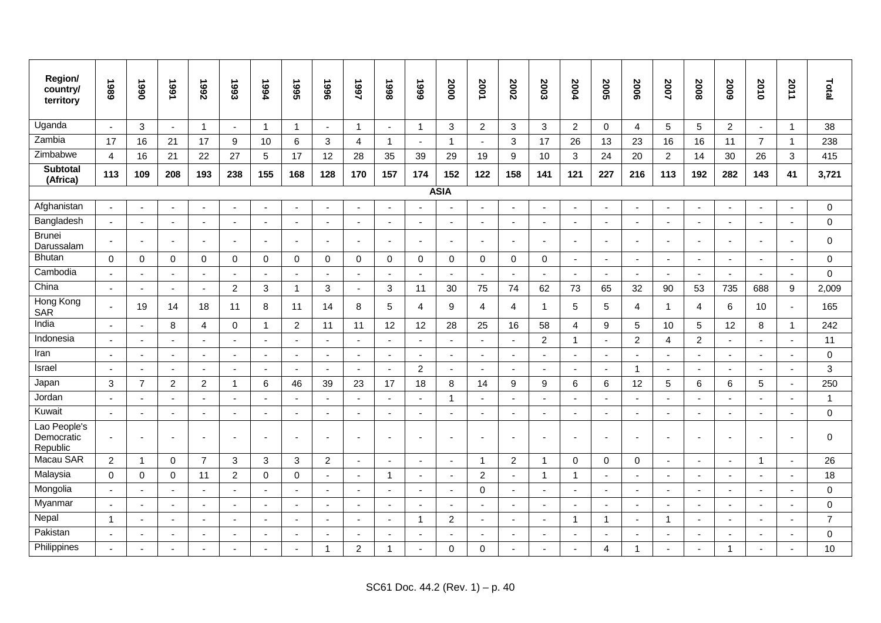| Region/ country/ territory | 1989 | 1990 | 1991 | 1992 | 1993 | 1994 | 1995 | 1996 | 1997 | 1998 | 1999 | 2000 | 2001 | 2002 | 2003 | 2004 | 2005 | 2006 | 2007 | 2008 | 2009 | 2010 | 2011 | Total |
|---|---|---|---|---|---|---|---|---|---|---|---|---|---|---|---|---|---|---|---|---|---|---|---|---|
| Uganda | - | 3 | - | 1 | - | 1 | 1 | - | 1 | - | 1 | 3 | 2 | 3 | 3 | 2 | 0 | 4 | 5 | 5 | 2 | - | 1 | 38 |
| Zambia | 17 | 16 | 21 | 17 | 9 | 10 | 6 | 3 | 4 | 1 | - | 1 | - | 3 | 17 | 26 | 13 | 23 | 16 | 16 | 11 | 7 | 1 | 238 |
| Zimbabwe | 4 | 16 | 21 | 22 | 27 | 5 | 17 | 12 | 28 | 35 | 39 | 29 | 19 | 9 | 10 | 3 | 24 | 20 | 2 | 14 | 30 | 26 | 3 | 415 |
| **Subtotal (Africa)** | **113** | **109** | **208** | **193** | **238** | **155** | **168** | **128** | **170** | **157** | **174** | **152** | **122** | **158** | **141** | **121** | **227** | **216** | **113** | **192** | **282** | **143** | **41** | **3,721** |
| **ASIA** | | | | | | | | | | | | | | | | | | | | | | | | |
| Afghanistan | - | - | - | - | - | - | - | - | - | - | - | - | - | - | - | - | - | - | - | - | - | - | - | 0 |
| Bangladesh | - | - | - | - | - | - | - | - | - | - | - | - | - | - | - | - | - | - | - | - | - | - | - | 0 |
| Brunei Darussalam | - | - | - | - | - | - | - | - | - | - | - | - | - | - | - | - | - | - | - | - | - | - | - | 0 |
| Bhutan | 0 | 0 | 0 | 0 | 0 | 0 | 0 | 0 | 0 | 0 | 0 | 0 | 0 | 0 | 0 | - | - | - | - | - | - | - | - | 0 |
| Cambodia | - | - | - | - | - | - | - | - | - | - | - | - | - | - | - | - | - | - | - | - | - | - | - | 0 |
| China | - | - | - | - | 2 | 3 | 1 | 3 | - | 3 | 11 | 30 | 75 | 74 | 62 | 73 | 65 | 32 | 90 | 53 | 735 | 688 | 9 | 2,009 |
| Hong Kong SAR | - | 19 | 14 | 18 | 11 | 8 | 11 | 14 | 8 | 5 | 4 | 9 | 4 | 4 | 1 | 5 | 5 | 4 | 1 | 4 | 6 | 10 | - | 165 |
| India | - | - | 8 | 4 | 0 | 1 | 2 | 11 | 11 | 12 | 12 | 28 | 25 | 16 | 58 | 4 | 9 | 5 | 10 | 5 | 12 | 8 | 1 | 242 |
| Indonesia | - | - | - | - | - | - | - | - | - | - | - | - | - | - | 2 | 1 | - | 2 | 4 | 2 | - | - | - | 11 |
| Iran | - | - | - | - | - | - | - | - | - | - | - | - | - | - | - | - | - | - | - | - | - | - | - | 0 |
| Israel | - | - | - | - | - | - | - | - | - | - | 2 | - | - | - | - | - | - | 1 | - | - | - | - | - | 3 |
| Japan | 3 | 7 | 2 | 2 | 1 | 6 | 46 | 39 | 23 | 17 | 18 | 8 | 14 | 9 | 9 | 6 | 6 | 12 | 5 | 6 | 6 | 5 | - | 250 |
| Jordan | - | - | - | - | - | - | - | - | - | - | - | 1 | - | - | - | - | - | - | - | - | - | - | - | 1 |
| Kuwait | - | - | - | - | - | - | - | - | - | - | - | - | - | - | - | - | - | - | - | - | - | - | - | 0 |
| Lao People's Democratic Republic | - | - | - | - | - | - | - | - | - | - | - | - | - | - | - | - | - | - | - | - | - | - | - | 0 |
| Macau SAR | 2 | 1 | 0 | 7 | 3 | 3 | 3 | 2 | - | - | - | - | 1 | 2 | 1 | 0 | 0 | 0 | - | - | - | 1 | - | 26 |
| Malaysia | 0 | 0 | 0 | 11 | 2 | 0 | 0 | - | - | 1 | - | - | 2 | - | 1 | 1 | - | - | - | - | - | - | - | 18 |
| Mongolia | - | - | - | - | - | - | - | - | - | - | - | - | 0 | - | - | - | - | - | - | - | - | - | - | 0 |
| Myanmar | - | - | - | - | - | - | - | - | - | - | - | - | - | - | - | - | - | - | - | - | - | - | - | 0 |
| Nepal | 1 | - | - | - | - | - | - | - | - | - | 1 | 2 | - | - | - | 1 | 1 | - | 1 | - | - | - | - | 7 |
| Pakistan | - | - | - | - | - | - | - | - | - | - | - | - | - | - | - | - | - | - | - | - | - | - | - | 0 |
| Philippines | - | - | - | - | - | - | - | 1 | 2 | 1 | - | 0 | 0 | - | - | - | 4 | 1 | - | - | 1 | - | - | 10 |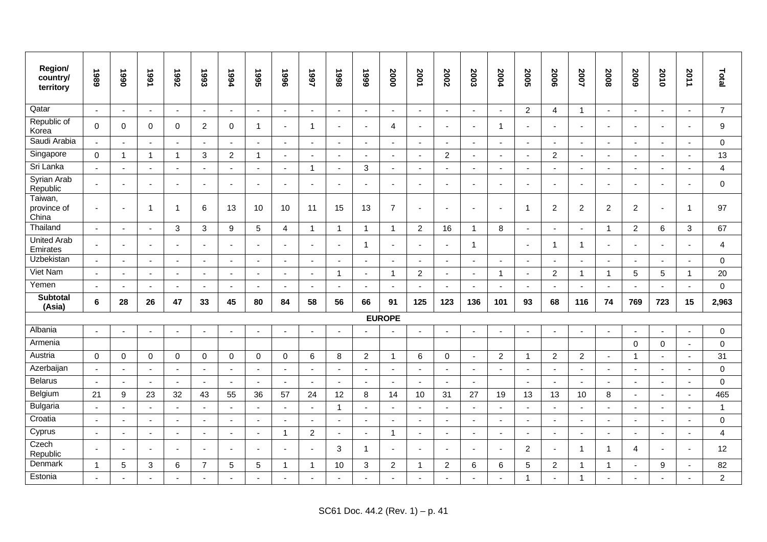| Region/ country/ territory | 1989 | 1990 | 1991 | 1992 | 1993 | 1994 | 1995 | 1996 | 1997 | 1998 | 1999 | 2000 | 2001 | 2002 | 2003 | 2004 | 2005 | 2006 | 2007 | 2008 | 2009 | 2010 | 2011 | Total |
|---|---|---|---|---|---|---|---|---|---|---|---|---|---|---|---|---|---|---|---|---|---|---|---|---|
| Qatar | - | - | - | - | - | - | - | - | - | - | - | - | - | - | - | - | 2 | 4 | 1 | - | - | - | - | 7 |
| Republic of Korea | 0 | 0 | 0 | 0 | 2 | 0 | 1 | - | 1 | - | - | 4 | - | - | - | 1 | - | - | - | - | - | - | - | 9 |
| Saudi Arabia | - | - | - | - | - | - | - | - | - | - | - | - | - | - | - | - | - | - | - | - | - | - | - | 0 |
| Singapore | 0 | 1 | 1 | 1 | 3 | 2 | 1 | - | - | - | - | - | - | 2 | - | - | - | 2 | - | - | - | - | - | 13 |
| Sri Lanka | - | - | - | - | - | - | - | - | 1 | - | 3 | - | - | - | - | - | - | - | - | - | - | - | - | 4 |
| Syrian Arab Republic | - | - | - | - | - | - | - | - | - | - | - | - | - | - | - | - | - | - | - | - | - | - | - | 0 |
| Taiwan, province of China | - | - | 1 | 1 | 6 | 13 | 10 | 10 | 11 | 15 | 13 | 7 | - | - | - | - | 1 | 2 | 2 | 2 | 2 | - | 1 | 97 |
| Thailand | - | - | - | 3 | 3 | 9 | 5 | 4 | 1 | 1 | 1 | 1 | 2 | 16 | 1 | 8 | - | - | - | 1 | 2 | 6 | 3 | 67 |
| United Arab Emirates | - | - | - | - | - | - | - | - | - | - | 1 | - | - | - | 1 | | - | 1 | 1 | - | - | - | - | 4 |
| Uzbekistan | - | - | - | - | - | - | - | - | - | - | - | - | - | - | - | - | - | - | - | - | - | - | - | 0 |
| Viet Nam | - | - | - | - | - | - | - | - | - | 1 | - | 1 | 2 | - | - | 1 | - | 2 | 1 | 1 | 5 | 5 | 1 | 20 |
| Yemen | - | - | - | - | - | - | - | - | - | - | - | - | - | - | - | - | - | - | - | - | - | - | - | 0 |
| **Subtotal (Asia)** | **6** | **28** | **26** | **47** | **33** | **45** | **80** | **84** | **58** | **56** | **66** | **91** | **125** | **123** | **136** | **101** | **93** | **68** | **116** | **74** | **769** | **723** | **15** | **2,963** |
| **EUROPE** | | | | | | | | | | | | | | | | | | | | | | | | |
| Albania | - | - | - | - | - | - | - | - | - | - | - | - | - | - | - | - | - | - | - | - | - | - | - | 0 |
| Armenia | | | | | | | | | | | | | | | | | | | | | 0 | 0 | - | 0 |
| Austria | 0 | 0 | 0 | 0 | 0 | 0 | 0 | 0 | 6 | 8 | 2 | 1 | 6 | 0 | - | 2 | 1 | 2 | 2 | - | 1 | - | - | 31 |
| Azerbaijan | - | - | - | - | - | - | - | - | - | - | - | - | - | - | - | - | - | - | - | - | - | - | - | 0 |
| Belarus | - | - | - | - | - | - | - | - | - | - | - | - | - | - | - | | - | - | - | - | - | - | - | 0 |
| Belgium | 21 | 9 | 23 | 32 | 43 | 55 | 36 | 57 | 24 | 12 | 8 | 14 | 10 | 31 | 27 | 19 | 13 | 13 | 10 | 8 | - | - | - | 465 |
| Bulgaria | - | - | - | - | - | - | - | - | - | 1 | - | - | - | - | - | - | - | - | - | - | - | - | - | 1 |
| Croatia | - | - | - | - | - | - | - | - | - | - | - | - | - | - | - | - | - | - | - | - | - | - | - | 0 |
| Cyprus | - | - | - | - | - | - | - | 1 | 2 | - | - | 1 | - | - | - | - | - | - | - | - | - | - | - | 4 |
| Czech Republic | - | - | - | - | - | - | - | - | - | 3 | 1 | - | - | - | - | - | 2 | - | 1 | 1 | 4 | - | - | 12 |
| Denmark | 1 | 5 | 3 | 6 | 7 | 5 | 5 | 1 | 1 | 10 | 3 | 2 | 1 | 2 | 6 | 6 | 5 | 2 | 1 | 1 | - | 9 | - | 82 |
| Estonia | - | - | - | - | - | - | - | - | - | - | - | - | - | - | - | - | 1 | - | 1 | - | - | - | - | 2 |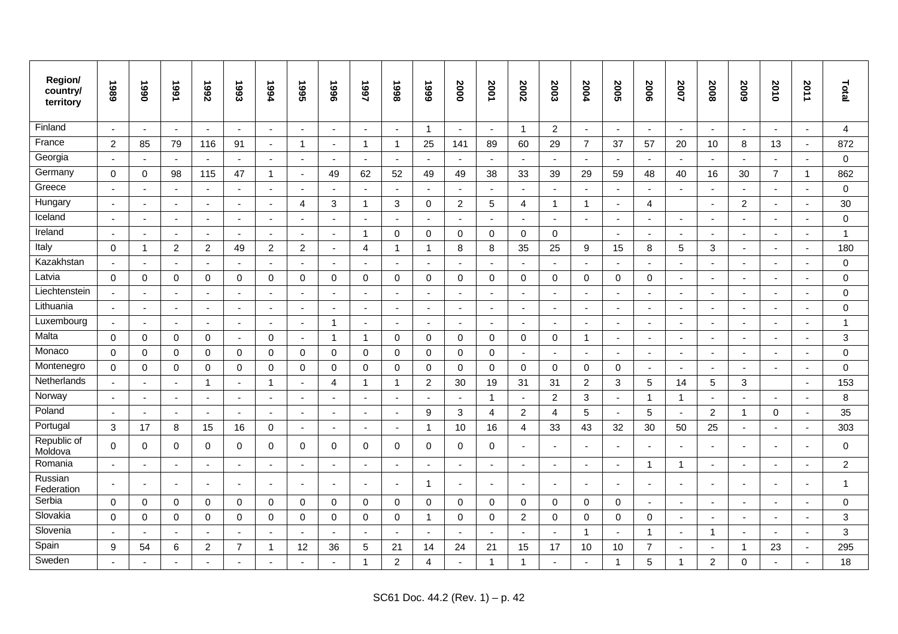| Region/ country/ territory | 1989 | 1990 | 1991 | 1992 | 1993 | 1994 | 1995 | 1996 | 1997 | 1998 | 1999 | 2000 | 2001 | 2002 | 2003 | 2004 | 2005 | 2006 | 2007 | 2008 | 2009 | 2010 | 2011 | Total |
|---|---|---|---|---|---|---|---|---|---|---|---|---|---|---|---|---|---|---|---|---|---|---|---|---|
| Finland | - | - | - | - | - | - | - | - | - | - | 1 | - | - | 1 | 2 | - | - | - | - | - | - | - | - | 4 |
| France | 2 | 85 | 79 | 116 | 91 | - | 1 | - | 1 | 1 | 25 | 141 | 89 | 60 | 29 | 7 | 37 | 57 | 20 | 10 | 8 | 13 | - | 872 |
| Georgia | - | - | - | - | - | - | - | - | - | - | - | - | - | - | - | - | - | - | - | - | - | - | - | 0 |
| Germany | 0 | 0 | 98 | 115 | 47 | 1 | - | 49 | 62 | 52 | 49 | 49 | 38 | 33 | 39 | 29 | 59 | 48 | 40 | 16 | 30 | 7 | 1 | 862 |
| Greece | - | - | - | - | - | - | - | - | - | - | - | - | - | - | - | - | - | - | - | - | - | - | - | 0 |
| Hungary | - | - | - | - | - | - | 4 | 3 | 1 | 3 | 0 | 2 | 5 | 4 | 1 | 1 | - | 4 | | - | 2 | - | - | 30 |
| Iceland | - | - | - | - | - | - | - | - | - | - | - | - | - | - | - | - | - | - | - | - | - | - | - | 0 |
| Ireland | - | - | - | - | - | - | - | - | 1 | 0 | 0 | 0 | 0 | 0 | 0 | | - | - | - | - | - | - | - | 1 |
| Italy | 0 | 1 | 2 | 2 | 49 | 2 | 2 | - | 4 | 1 | 1 | 8 | 8 | 35 | 25 | 9 | 15 | 8 | 5 | 3 | - | - | - | 180 |
| Kazakhstan | - | - | - | - | - | - | - | - | - | - | - | - | - | - | - | - | - | - | - | - | - | - | - | 0 |
| Latvia | 0 | 0 | 0 | 0 | 0 | 0 | 0 | 0 | 0 | 0 | 0 | 0 | 0 | 0 | 0 | 0 | 0 | 0 | - | - | - | - | - | 0 |
| Liechtenstein | - | - | - | - | - | - | - | - | - | - | - | - | - | - | - | - | - | - | - | - | - | - | - | 0 |
| Lithuania | - | - | - | - | - | - | - | - | - | - | - | - | - | - | - | - | - | - | - | - | - | - | - | 0 |
| Luxembourg | - | - | - | - | - | - | - | 1 | - | - | - | - | - | - | - | - | - | - | - | - | - | - | - | 1 |
| Malta | 0 | 0 | 0 | 0 | - | 0 | - | 1 | 1 | 0 | 0 | 0 | 0 | 0 | 0 | 1 | - | - | - | - | - | - | - | 3 |
| Monaco | 0 | 0 | 0 | 0 | 0 | 0 | 0 | 0 | 0 | 0 | 0 | 0 | 0 | - | - | - | - | - | - | - | - | - | - | 0 |
| Montenegro | 0 | 0 | 0 | 0 | 0 | 0 | 0 | 0 | 0 | 0 | 0 | 0 | 0 | 0 | 0 | 0 | 0 | - | - | - | - | - | - | 0 |
| Netherlands | - | - | - | 1 | - | 1 | - | 4 | 1 | 1 | 2 | 30 | 19 | 31 | 31 | 2 | 3 | 5 | 14 | 5 | 3 | | - | 153 |
| Norway | - | - | - | - | - | - | - | - | - | - | - | - | 1 | - | 2 | 3 | - | 1 | 1 | - | - | - | - | 8 |
| Poland | - | - | - | - | - | - | - | - | - | - | 9 | 3 | 4 | 2 | 4 | 5 | - | 5 | - | 2 | 1 | 0 | - | 35 |
| Portugal | 3 | 17 | 8 | 15 | 16 | 0 | - | - | - | - | 1 | 10 | 16 | 4 | 33 | 43 | 32 | 30 | 50 | 25 | - | - | - | 303 |
| Republic of Moldova | 0 | 0 | 0 | 0 | 0 | 0 | 0 | 0 | 0 | 0 | 0 | 0 | 0 | - | - | - | - | - | - | - | - | - | - | 0 |
| Romania | - | - | - | - | - | - | - | - | - | - | - | - | - | - | - | - | - | 1 | 1 | - | - | - | - | 2 |
| Russian Federation | - | - | - | - | - | - | - | - | - | - | 1 | - | - | - | - | - | - | - | - | - | - | - | - | 1 |
| Serbia | 0 | 0 | 0 | 0 | 0 | 0 | 0 | 0 | 0 | 0 | 0 | 0 | 0 | 0 | 0 | 0 | 0 | - | - | - | - | - | - | 0 |
| Slovakia | 0 | 0 | 0 | 0 | 0 | 0 | 0 | 0 | 0 | 0 | 1 | 0 | 0 | 2 | 0 | 0 | 0 | 0 | - | - | - | - | - | 3 |
| Slovenia | - | - | - | - | - | - | - | - | - | - | - | - | - | - | - | 1 | - | 1 | - | 1 | - | - | - | 3 |
| Spain | 9 | 54 | 6 | 2 | 7 | 1 | 12 | 36 | 5 | 21 | 14 | 24 | 21 | 15 | 17 | 10 | 10 | 7 | - | - | 1 | 23 | - | 295 |
| Sweden | - | - | - | - | - | - | - | - | 1 | 2 | 4 | - | 1 | 1 | - | - | 1 | 5 | 1 | 2 | 0 | - | - | 18 |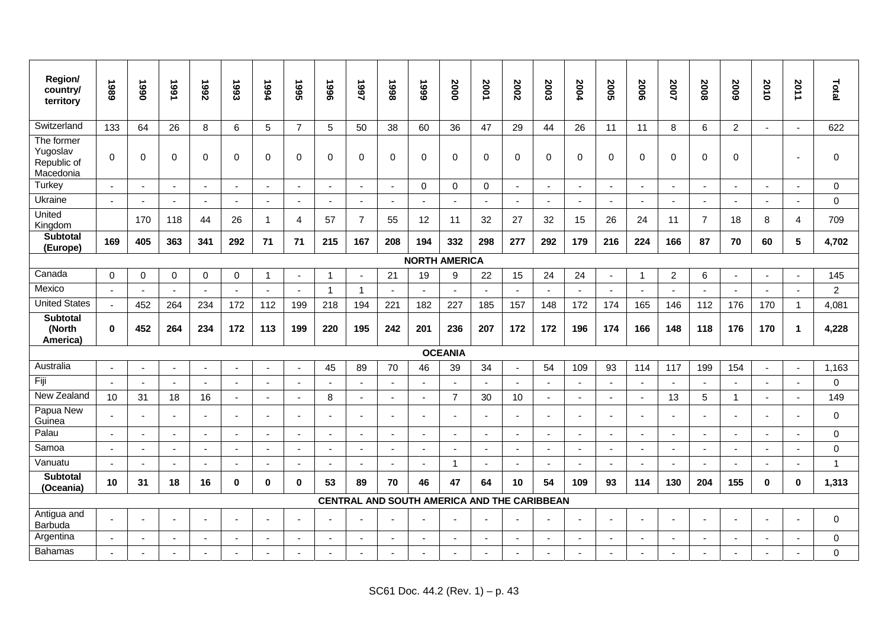| Region/ country/ territory | 1989 | 1990 | 1991 | 1992 | 1993 | 1994 | 1995 | 1996 | 1997 | 1998 | 1999 | 2000 | 2001 | 2002 | 2003 | 2004 | 2005 | 2006 | 2007 | 2008 | 2009 | 2010 | 2011 | Total |
|---|---|---|---|---|---|---|---|---|---|---|---|---|---|---|---|---|---|---|---|---|---|---|---|---|
| Switzerland | 133 | 64 | 26 | 8 | 6 | 5 | 7 | 5 | 50 | 38 | 60 | 36 | 47 | 29 | 44 | 26 | 11 | 11 | 8 | 6 | 2 | - | - | 622 |
| The former Yugoslav Republic of Macedonia | 0 | 0 | 0 | 0 | 0 | 0 | 0 | 0 | 0 | 0 | 0 | 0 | 0 | 0 | 0 | 0 | 0 | 0 | 0 | 0 | 0 | | - | 0 |
| Turkey | - | - | - | - | - | - | - | - | - | - | 0 | 0 | 0 | - | - | - | - | - | - | - | - | - | - | 0 |
| Ukraine | - | - | - | - | - | - | - | - | - | - | - | - | - | - | - | - | - | - | - | - | - | - | - | 0 |
| United Kingdom | | 170 | 118 | 44 | 26 | 1 | 4 | 57 | 7 | 55 | 12 | 11 | 32 | 27 | 32 | 15 | 26 | 24 | 11 | 7 | 18 | 8 | 4 | 709 |
| **Subtotal (Europe)** | **169** | **405** | **363** | **341** | **292** | **71** | **71** | **215** | **167** | **208** | **194** | **332** | **298** | **277** | **292** | **179** | **216** | **224** | **166** | **87** | **70** | **60** | **5** | **4,702** |
| **NORTH AMERICA** | | | | | | | | | | | | | | | | | | | | | | | | |
| Canada | 0 | 0 | 0 | 0 | 0 | 1 | - | 1 | - | 21 | 19 | 9 | 22 | 15 | 24 | 24 | - | 1 | 2 | 6 | - | - | - | 145 |
| Mexico | - | - | - | - | - | - | - | 1 | 1 | - | - | - | - | - | - | - | - | - | - | - | - | - | - | 2 |
| United States | - | 452 | 264 | 234 | 172 | 112 | 199 | 218 | 194 | 221 | 182 | 227 | 185 | 157 | 148 | 172 | 174 | 165 | 146 | 112 | 176 | 170 | 1 | 4,081 |
| **Subtotal (North America)** | **0** | **452** | **264** | **234** | **172** | **113** | **199** | **220** | **195** | **242** | **201** | **236** | **207** | **172** | **172** | **196** | **174** | **166** | **148** | **118** | **176** | **170** | **1** | **4,228** |
| **OCEANIA** | | | | | | | | | | | | | | | | | | | | | | | | |
| Australia | - | - | - | - | - | - | - | 45 | 89 | 70 | 46 | 39 | 34 | - | 54 | 109 | 93 | 114 | 117 | 199 | 154 | - | - | 1,163 |
| Fiji | - | - | - | - | - | - | - | - | - | - | - | - | - | - | - | - | - | - | - | - | - | - | - | 0 |
| New Zealand | 10 | 31 | 18 | 16 | - | - | - | 8 | - | - | - | 7 | 30 | 10 | - | - | - | - | 13 | 5 | 1 | - | - | 149 |
| Papua New Guinea | - | - | - | - | - | - | - | - | - | - | - | - | - | - | - | - | - | - | - | - | - | - | - | 0 |
| Palau | - | - | - | - | - | - | - | - | - | - | - | - | - | - | - | - | - | - | - | - | - | - | - | 0 |
| Samoa | - | - | - | - | - | - | - | - | - | - | - | - | - | - | - | - | - | - | - | - | - | - | - | 0 |
| Vanuatu | - | - | - | - | - | - | - | - | - | - | - | 1 | - | - | - | - | - | - | - | - | - | - | - | 1 |
| **Subtotal (Oceania)** | **10** | **31** | **18** | **16** | **0** | **0** | **0** | **53** | **89** | **70** | **46** | **47** | **64** | **10** | **54** | **109** | **93** | **114** | **130** | **204** | **155** | **0** | **0** | **1,313** |
| **CENTRAL AND SOUTH AMERICA AND THE CARIBBEAN** | | | | | | | | | | | | | | | | | | | | | | | | |
| Antigua and Barbuda | - | - | - | - | - | - | - | - | - | - | - | - | - | - | - | - | - | - | - | - | - | - | - | 0 |
| Argentina | - | - | - | - | - | - | - | - | - | - | - | - | - | - | - | - | - | - | - | - | - | - | - | 0 |
| Bahamas | - | - | - | - | - | - | - | - | - | - | - | - | - | - | - | - | - | - | - | - | - | - | - | 0 |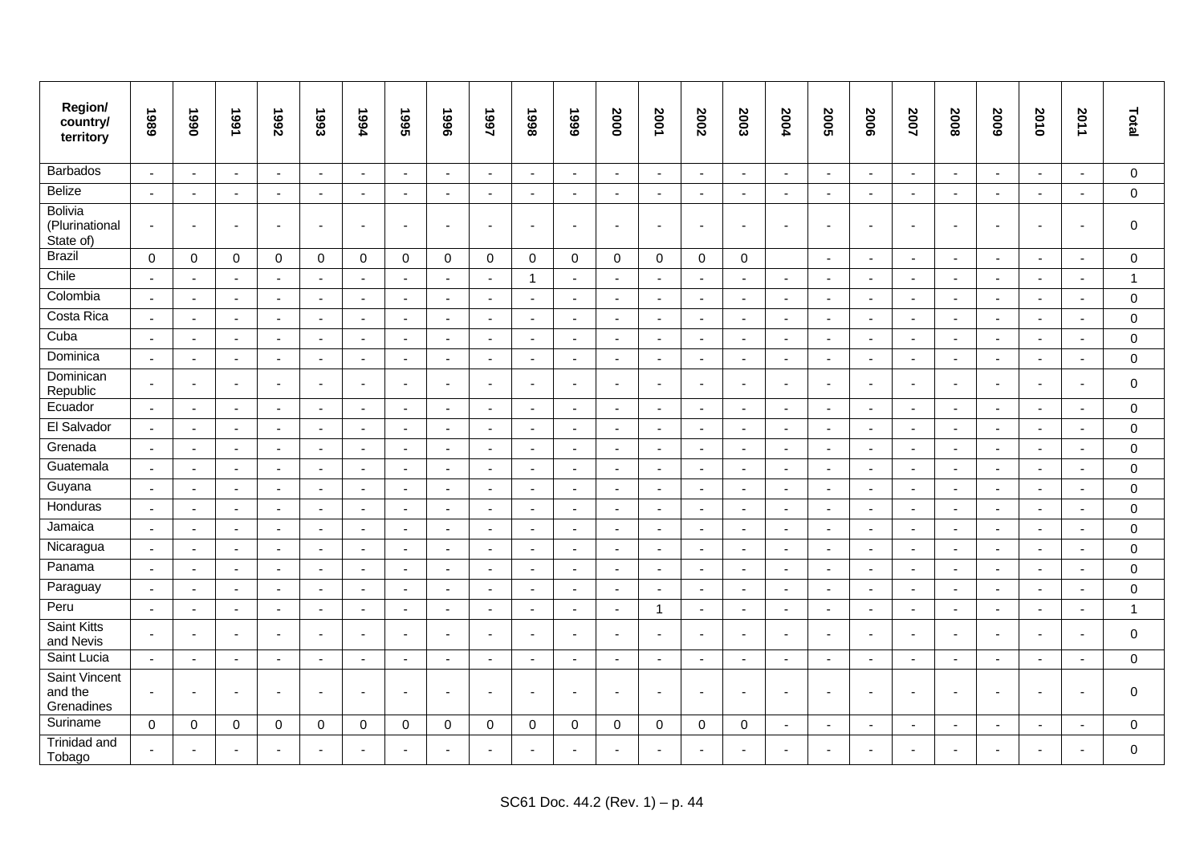| Region/ country/ territory | 1989 | 1990 | 1991 | 1992 | 1993 | 1994 | 1995 | 1996 | 1997 | 1998 | 1999 | 2000 | 2001 | 2002 | 2003 | 2004 | 2005 | 2006 | 2007 | 2008 | 2009 | 2010 | 2011 | Total |
|---|---|---|---|---|---|---|---|---|---|---|---|---|---|---|---|---|---|---|---|---|---|---|---|---|
| Barbados | - | - | - | - | - | - | - | - | - | - | - | - | - | - | - | - | - | - | - | - | - | - | - | 0 |
| Belize | - | - | - | - | - | - | - | - | - | - | - | - | - | - | - | - | - | - | - | - | - | - | - | 0 |
| Bolivia (Plurinational State of) | - | - | - | - | - | - | - | - | - | - | - | - | - | - | - | - | - | - | - | - | - | - | - | 0 |
| Brazil | 0 | 0 | 0 | 0 | 0 | 0 | 0 | 0 | 0 | 0 | 0 | 0 | 0 | 0 | 0 | | - | - | - | - | - | - | - | 0 |
| Chile | - | - | - | - | - | - | - | - | - | 1 | - | - | - | - | - | - | - | - | - | - | - | - | - | 1 |
| Colombia | - | - | - | - | - | - | - | - | - | - | - | - | - | - | - | - | - | - | - | - | - | - | - | 0 |
| Costa Rica | - | - | - | - | - | - | - | - | - | - | - | - | - | - | - | - | - | - | - | - | - | - | - | 0 |
| Cuba | - | - | - | - | - | - | - | - | - | - | - | - | - | - | - | - | - | - | - | - | - | - | - | 0 |
| Dominica | - | - | - | - | - | - | - | - | - | - | - | - | - | - | - | - | - | - | - | - | - | - | - | 0 |
| Dominican Republic | - | - | - | - | - | - | - | - | - | - | - | - | - | - | - | - | - | - | - | - | - | - | - | 0 |
| Ecuador | - | - | - | - | - | - | - | - | - | - | - | - | - | - | - | - | - | - | - | - | - | - | - | 0 |
| El Salvador | - | - | - | - | - | - | - | - | - | - | - | - | - | - | - | - | - | - | - | - | - | - | - | 0 |
| Grenada | - | - | - | - | - | - | - | - | - | - | - | - | - | - | - | - | - | - | - | - | - | - | - | 0 |
| Guatemala | - | - | - | - | - | - | - | - | - | - | - | - | - | - | - | - | - | - | - | - | - | - | - | 0 |
| Guyana | - | - | - | - | - | - | - | - | - | - | - | - | - | - | - | - | - | - | - | - | - | - | - | 0 |
| Honduras | - | - | - | - | - | - | - | - | - | - | - | - | - | - | - | - | - | - | - | - | - | - | - | 0 |
| Jamaica | - | - | - | - | - | - | - | - | - | - | - | - | - | - | - | - | - | - | - | - | - | - | - | 0 |
| Nicaragua | - | - | - | - | - | - | - | - | - | - | - | - | - | - | - | - | - | - | - | - | - | - | - | 0 |
| Panama | - | - | - | - | - | - | - | - | - | - | - | - | - | - | - | - | - | - | - | - | - | - | - | 0 |
| Paraguay | - | - | - | - | - | - | - | - | - | - | - | - | - | - | - | - | - | - | - | - | - | - | - | 0 |
| Peru | - | - | - | - | - | - | - | - | - | - | - | - | 1 | - | - | - | - | - | - | - | - | - | - | 1 |
| Saint Kitts and Nevis | - | - | - | - | - | - | - | - | - | - | - | - | - | - | - | - | - | - | - | - | - | - | - | 0 |
| Saint Lucia | - | - | - | - | - | - | - | - | - | - | - | - | - | - | - | - | - | - | - | - | - | - | - | 0 |
| Saint Vincent and the Grenadines | - | - | - | - | - | - | - | - | - | - | - | - | - | - | - | - | - | - | - | - | - | - | - | 0 |
| Suriname | 0 | 0 | 0 | 0 | 0 | 0 | 0 | 0 | 0 | 0 | 0 | 0 | 0 | 0 | 0 | - | - | - | - | - | - | - | - | 0 |
| Trinidad and Tobago | - | - | - | - | - | - | - | - | - | - | - | - | - | - | - | - | - | - | - | - | - | - | - | 0 |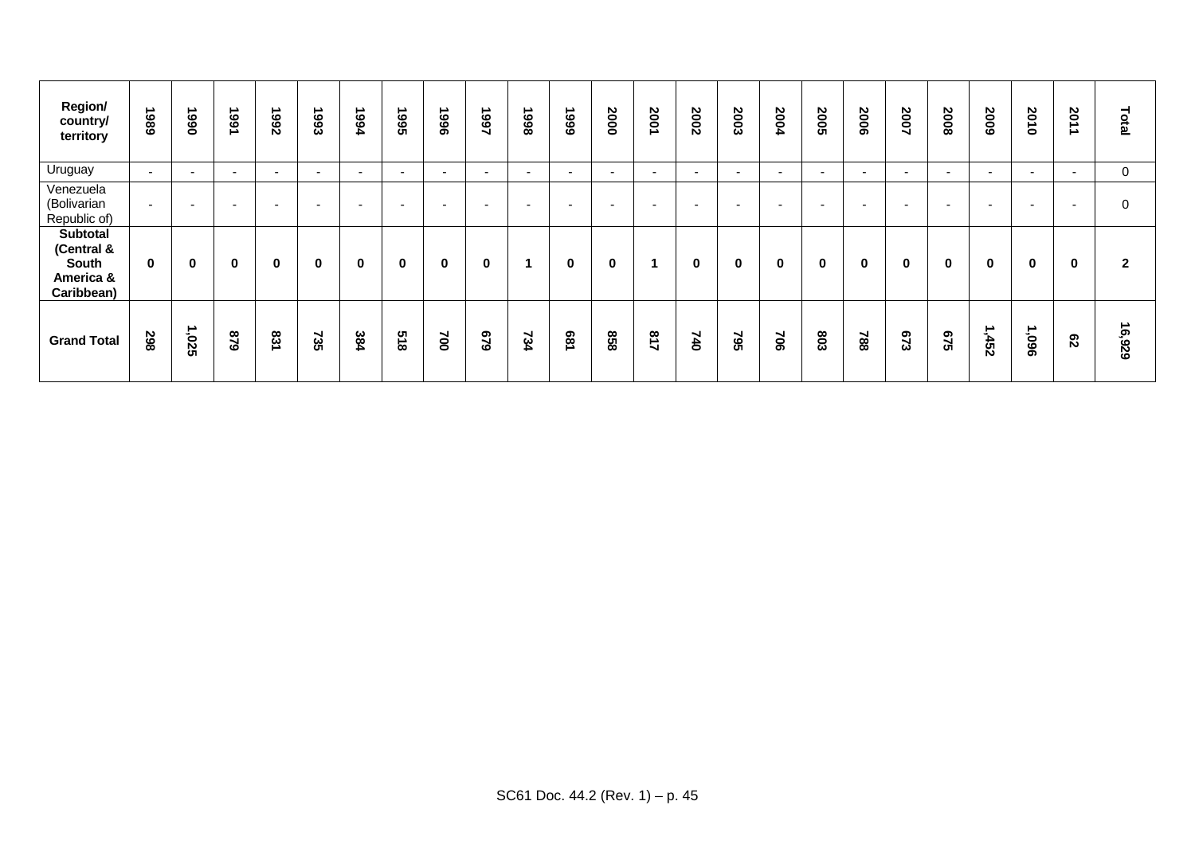| Region/ country/ territory | 1989 | 1990 | 1991 | 1992 | 1993 | 1994 | 1995 | 1996 | 1997 | 1998 | 1999 | 2000 | 2001 | 2002 | 2003 | 2004 | 2005 | 2006 | 2007 | 2008 | 2009 | 2010 | 2011 | Total |
|---|---|---|---|---|---|---|---|---|---|---|---|---|---|---|---|---|---|---|---|---|---|---|---|---|
| Uruguay | - | - | - | - | - | - | - | - | - | - | - | - | - | - | - | - | - | - | - | - | - | - | - | 0 |
| Venezuela (Bolivarian Republic of) | - | - | - | - | - | - | - | - | - | - | - | - | - | - | - | - | - | - | - | - | - | - | - | 0 |
| **Subtotal (Central & South America & Caribbean)** | **0** | **0** | **0** | **0** | **0** | **0** | **0** | **0** | **0** | **1** | **0** | **0** | **1** | **0** | **0** | **0** | **0** | **0** | **0** | **0** | **0** | **0** | **0** | **2** |
| **Grand Total** | **298** | **1,025** | **879** | **831** | **735** | **384** | **518** | **700** | **679** | **734** | **681** | **858** | **817** | **740** | **795** | **706** | **803** | **788** | **673** | **675** | **1,452** | **1,096** | **62** | **16,929** |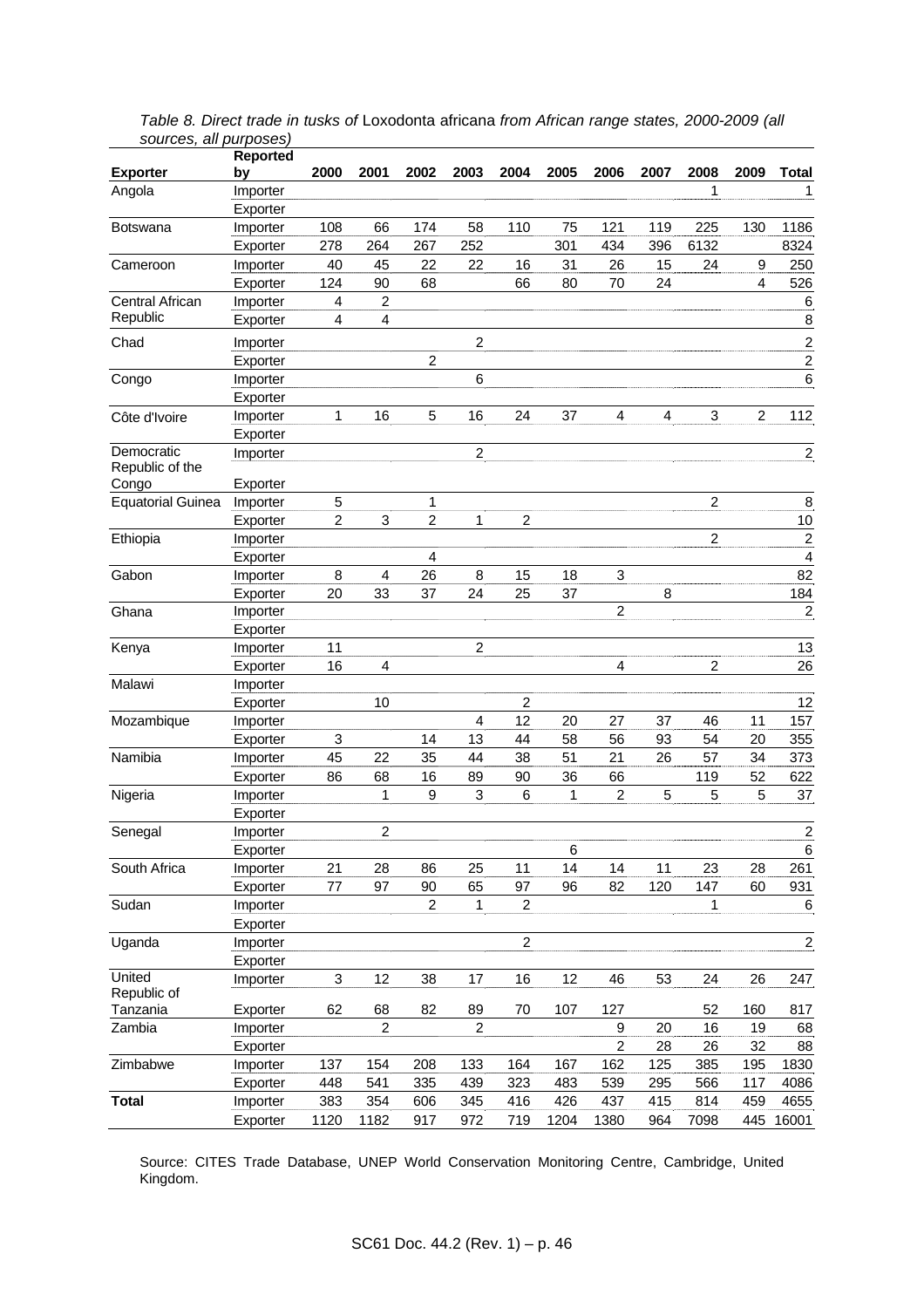*Table 8. Direct trade in tusks of* Loxodonta africana *from African range states, 2000-2009 (all sources, all purposes)*

| Exporter | Reported by | 2000 | 2001 | 2002 | 2003 | 2004 | 2005 | 2006 | 2007 | 2008 | 2009 | Total |
|---|---|---|---|---|---|---|---|---|---|---|---|---|
| Angola | Importer | | | | | | | | | 1 | | 1 |
| | Exporter | | | | | | | | | | | |
| Botswana | Importer | 108 | 66 | 174 | 58 | 110 | 75 | 121 | 119 | 225 | 130 | 1186 |
| | Exporter | 278 | 264 | 267 | 252 | | 301 | 434 | 396 | 6132 | | 8324 |
| Cameroon | Importer | 40 | 45 | 22 | 22 | 16 | 31 | 26 | 15 | 24 | 9 | 250 |
| | Exporter | 124 | 90 | 68 | | 66 | 80 | 70 | 24 | | 4 | 526 |
| Central African Republic | Importer | 4 | 2 | | | | | | | | | 6 |
| | Exporter | 4 | 4 | | | | | | | | | 8 |
| Chad | Importer | | | | 2 | | | | | | | 2 |
| | Exporter | | | 2 | | | | | | | | 2 |
| Congo | Importer | | | | 6 | | | | | | | 6 |
| | Exporter | | | | | | | | | | | |
| Côte d'Ivoire | Importer | 1 | 16 | 5 | 16 | 24 | 37 | 4 | 4 | 3 | 2 | 112 |
| | Exporter | | | | | | | | | | | |
| Democratic Republic of the Congo | Importer | | | | 2 | | | | | | | 2 |
| | Exporter | | | | | | | | | | | |
| Equatorial Guinea | Importer | 5 | | 1 | | | | | | 2 | | 8 |
| | Exporter | 2 | 3 | 2 | 1 | 2 | | | | | | 10 |
| Ethiopia | Importer | | | | | | | | | 2 | | 2 |
| | Exporter | | | 4 | | | | | | | | 4 |
| Gabon | Importer | 8 | 4 | 26 | 8 | 15 | 18 | 3 | | | | 82 |
| | Exporter | 20 | 33 | 37 | 24 | 25 | 37 | | 8 | | | 184 |
| Ghana | Importer | | | | | | | 2 | | | | 2 |
| | Exporter | | | | | | | | | | | |
| Kenya | Importer | 11 | | | 2 | | | | | | | 13 |
| | Exporter | 16 | 4 | | | | | 4 | | 2 | | 26 |
| Malawi | Importer | | | | | | | | | | | |
| | Exporter | | 10 | | | 2 | | | | | | 12 |
| Mozambique | Importer | | | | 4 | 12 | 20 | 27 | 37 | 46 | 11 | 157 |
| | Exporter | 3 | | 14 | 13 | 44 | 58 | 56 | 93 | 54 | 20 | 355 |
| Namibia | Importer | 45 | 22 | 35 | 44 | 38 | 51 | 21 | 26 | 57 | 34 | 373 |
| | Exporter | 86 | 68 | 16 | 89 | 90 | 36 | 66 | | 119 | 52 | 622 |
| Nigeria | Importer | | 1 | 9 | 3 | 6 | 1 | 2 | 5 | 5 | 5 | 37 |
| | Exporter | | | | | | | | | | | |
| Senegal | Importer | | 2 | | | | | | | | | 2 |
| | Exporter | | | | | | 6 | | | | | 6 |
| South Africa | Importer | 21 | 28 | 86 | 25 | 11 | 14 | 14 | 11 | 23 | 28 | 261 |
| | Exporter | 77 | 97 | 90 | 65 | 97 | 96 | 82 | 120 | 147 | 60 | 931 |
| Sudan | Importer | | | 2 | 1 | 2 | | | | 1 | | 6 |
| | Exporter | | | | | | | | | | | |
| Uganda | Importer | | | | | 2 | | | | | | 2 |
| | Exporter | | | | | | | | | | | |
| United Republic of Tanzania | Importer | 3 | 12 | 38 | 17 | 16 | 12 | 46 | 53 | 24 | 26 | 247 |
| | Exporter | 62 | 68 | 82 | 89 | 70 | 107 | 127 | | 52 | 160 | 817 |
| Zambia | Importer | | 2 | | 2 | | | 9 | 20 | 16 | 19 | 68 |
| | Exporter | | | | | | | 2 | 28 | 26 | 32 | 88 |
| Zimbabwe | Importer | 137 | 154 | 208 | 133 | 164 | 167 | 162 | 125 | 385 | 195 | 1830 |
| | Exporter | 448 | 541 | 335 | 439 | 323 | 483 | 539 | 295 | 566 | 117 | 4086 |
| **Total** | Importer | 383 | 354 | 606 | 345 | 416 | 426 | 437 | 415 | 814 | 459 | 4655 |
| | Exporter | 1120 | 1182 | 917 | 972 | 719 | 1204 | 1380 | 964 | 7098 | 445 | 16001 |

Source: CITES Trade Database, UNEP World Conservation Monitoring Centre, Cambridge, United Kingdom.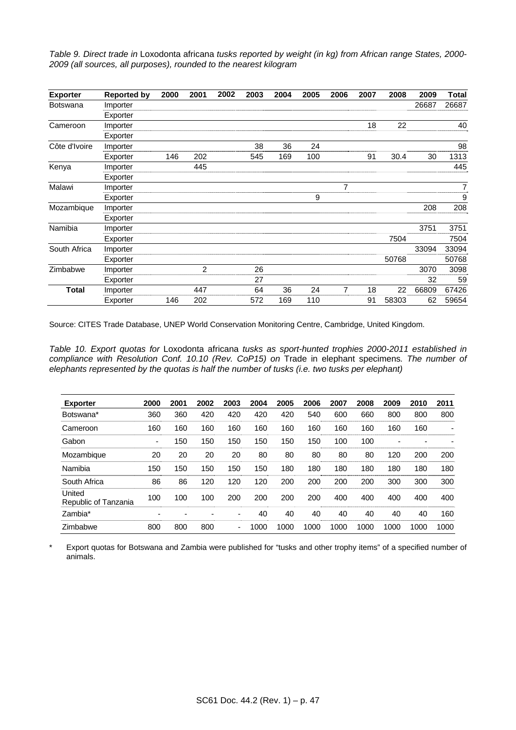*Table 9. Direct trade in* Loxodonta africana *tusks reported by weight (in kg) from African range States, 2000-2009 (all sources, all purposes), rounded to the nearest kilogram*

| Exporter | Reported by | 2000 | 2001 | 2002 | 2003 | 2004 | 2005 | 2006 | 2007 | 2008 | 2009 | Total |
|---|---|---|---|---|---|---|---|---|---|---|---|---|
| Botswana | Importer | | | | | | | | | | 26687 | 26687 |
| | Exporter | | | | | | | | | | | |
| Cameroon | Importer | | | | | | | | 18 | 22 | | 40 |
| | Exporter | | | | | | | | | | | |
| Côte d'Ivoire | Importer | | | | 38 | 36 | 24 | | | | | 98 |
| | Exporter | 146 | 202 | | 545 | 169 | 100 | | 91 | 30.4 | 30 | 1313 |
| Kenya | Importer | | 445 | | | | | | | | | 445 |
| | Exporter | | | | | | | | | | | |
| Malawi | Importer | | | | | | | 7 | | | | 7 |
| | Exporter | | | | | | 9 | | | | | 9 |
| Mozambique | Importer | | | | | | | | | | 208 | 208 |
| | Exporter | | | | | | | | | | | |
| Namibia | Importer | | | | | | | | | | 3751 | 3751 |
| | Exporter | | | | | | | | | 7504 | | 7504 |
| South Africa | Importer | | | | | | | | | | 33094 | 33094 |
| | Exporter | | | | | | | | | 50768 | | 50768 |
| Zimbabwe | Importer | | 2 | | 26 | | | | | | 3070 | 3098 |
| | Exporter | | | | 27 | | | | | | 32 | 59 |
| **Total** | Importer | | 447 | | 64 | 36 | 24 | 7 | 18 | 22 | 66809 | 67426 |
| | Exporter | 146 | 202 | | 572 | 169 | 110 | | 91 | 58303 | 62 | 59654 |

Source: CITES Trade Database, UNEP World Conservation Monitoring Centre, Cambridge, United Kingdom.

*Table 10. Export quotas for* Loxodonta africana *tusks as sport-hunted trophies 2000-2011 established in compliance with Resolution Conf. 10.10 (Rev. CoP15) on* Trade in elephant specimens*. The number of elephants represented by the quotas is half the number of tusks (i.e. two tusks per elephant)*

| Exporter | 2000 | 2001 | 2002 | 2003 | 2004 | 2005 | 2006 | 2007 | 2008 | 2009 | 2010 | 2011 |
|---|---|---|---|---|---|---|---|---|---|---|---|---|
| Botswana* | 360 | 360 | 420 | 420 | 420 | 420 | 540 | 600 | 660 | 800 | 800 | 800 |
| Cameroon | 160 | 160 | 160 | 160 | 160 | 160 | 160 | 160 | 160 | 160 | 160 | - |
| Gabon | - | 150 | 150 | 150 | 150 | 150 | 150 | 100 | 100 | - | - | - |
| Mozambique | 20 | 20 | 20 | 20 | 80 | 80 | 80 | 80 | 80 | 120 | 200 | 200 |
| Namibia | 150 | 150 | 150 | 150 | 150 | 180 | 180 | 180 | 180 | 180 | 180 | 180 |
| South Africa | 86 | 86 | 120 | 120 | 120 | 200 | 200 | 200 | 200 | 300 | 300 | 300 |
| United Republic of Tanzania | 100 | 100 | 100 | 200 | 200 | 200 | 200 | 400 | 400 | 400 | 400 | 400 |
| Zambia* | - | - | - | - | 40 | 40 | 40 | 40 | 40 | 40 | 40 | 160 |
| Zimbabwe | 800 | 800 | 800 | - | 1000 | 1000 | 1000 | 1000 | 1000 | 1000 | 1000 | 1000 |

\* Export quotas for Botswana and Zambia were published for "tusks and other trophy items" of a specified number of animals.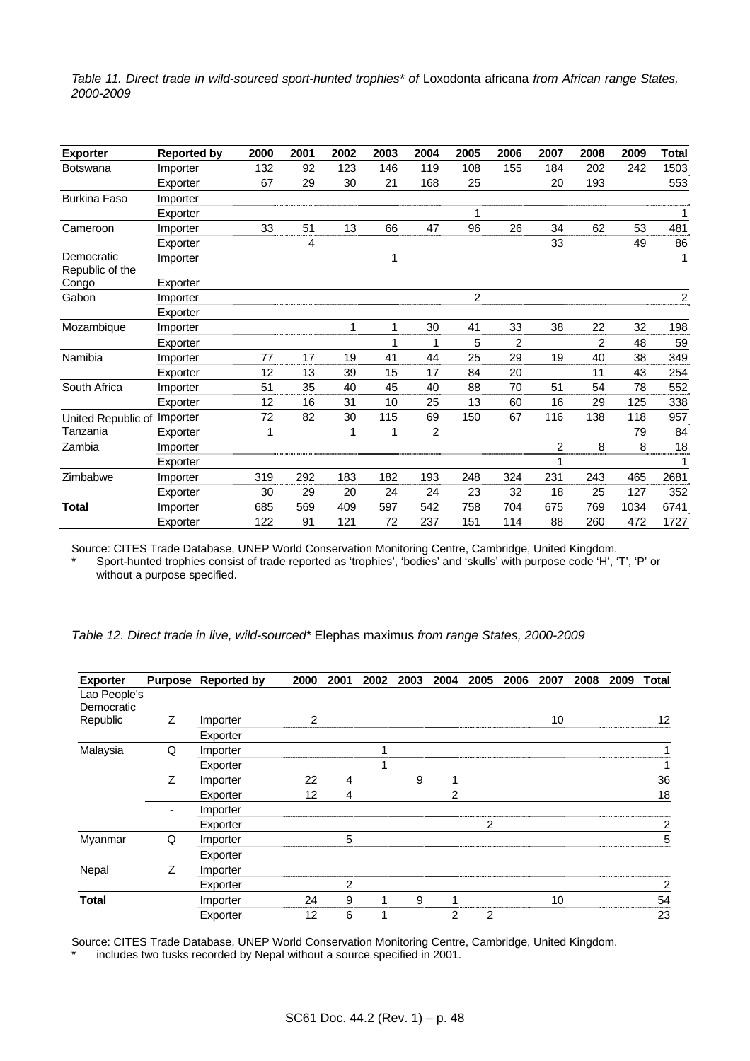*Table 11. Direct trade in wild-sourced sport-hunted trophies\* of* Loxodonta africana *from African range States, 2000-2009*

| Exporter | Reported by | 2000 | 2001 | 2002 | 2003 | 2004 | 2005 | 2006 | 2007 | 2008 | 2009 | Total |
|---|---|---|---|---|---|---|---|---|---|---|---|---|
| Botswana | Importer | 132 | 92 | 123 | 146 | 119 | 108 | 155 | 184 | 202 | 242 | 1503 |
| | Exporter | 67 | 29 | 30 | 21 | 168 | 25 | | 20 | 193 | | 553 |
| Burkina Faso | Importer | | | | | | | | | | | |
| | Exporter | | | | | | 1 | | | | | 1 |
| Cameroon | Importer | 33 | 51 | 13 | 66 | 47 | 96 | 26 | 34 | 62 | 53 | 481 |
| | Exporter | | 4 | | | | | | 33 | | 49 | 86 |
| Democratic Republic of the Congo | Importer | | | | 1 | | | | | | | 1 |
| | Exporter | | | | | | | | | | | |
| Gabon | Importer | | | | | | 2 | | | | | 2 |
| | Exporter | | | | | | | | | | | |
| Mozambique | Importer | | | 1 | 1 | 30 | 41 | 33 | 38 | 22 | 32 | 198 |
| | Exporter | | | | 1 | 1 | 5 | 2 | | 2 | 48 | 59 |
| Namibia | Importer | 77 | 17 | 19 | 41 | 44 | 25 | 29 | 19 | 40 | 38 | 349 |
| | Exporter | 12 | 13 | 39 | 15 | 17 | 84 | 20 | | 11 | 43 | 254 |
| South Africa | Importer | 51 | 35 | 40 | 45 | 40 | 88 | 70 | 51 | 54 | 78 | 552 |
| | Exporter | 12 | 16 | 31 | 10 | 25 | 13 | 60 | 16 | 29 | 125 | 338 |
| United Republic of Tanzania | Importer | 72 | 82 | 30 | 115 | 69 | 150 | 67 | 116 | 138 | 118 | 957 |
| | Exporter | 1 | | 1 | 1 | 2 | | | | | 79 | 84 |
| Zambia | Importer | | | | | | | | 2 | 8 | 8 | 18 |
| | Exporter | | | | | | | | 1 | | | 1 |
| Zimbabwe | Importer | 319 | 292 | 183 | 182 | 193 | 248 | 324 | 231 | 243 | 465 | 2681 |
| | Exporter | 30 | 29 | 20 | 24 | 24 | 23 | 32 | 18 | 25 | 127 | 352 |
| **Total** | Importer | 685 | 569 | 409 | 597 | 542 | 758 | 704 | 675 | 769 | 1034 | 6741 |
| | Exporter | 122 | 91 | 121 | 72 | 237 | 151 | 114 | 88 | 260 | 472 | 1727 |

Source: CITES Trade Database, UNEP World Conservation Monitoring Centre, Cambridge, United Kingdom.

\* Sport-hunted trophies consist of trade reported as 'trophies', 'bodies' and 'skulls' with purpose code 'H', 'T', 'P' or without a purpose specified.

*Table 12. Direct trade in live, wild-sourced\** Elephas maximus *from range States, 2000-2009*

| Exporter | Purpose | Reported by | 2000 | 2001 | 2002 | 2003 | 2004 | 2005 | 2006 | 2007 | 2008 | 2009 | Total |
|---|---|---|---|---|---|---|---|---|---|---|---|---|---|
| Lao People's Democratic Republic | Z | Importer | 2 | | | | | | | 10 | | | 12 |
| | | Exporter | | | | | | | | | | | |
| Malaysia | Q | Importer | | | 1 | | | | | | | | 1 |
| | | Exporter | | | 1 | | | | | | | | 1 |
| | Z | Importer | 22 | 4 | | 9 | 1 | | | | | | 36 |
| | | Exporter | 12 | 4 | | | 2 | | | | | | 18 |
| | - | Importer | | | | | | | | | | | |
| | | Exporter | | | | | | 2 | | | | | 2 |
| Myanmar | Q | Importer | | 5 | | | | | | | | | 5 |
| | | Exporter | | | | | | | | | | | |
| Nepal | Z | Importer | | | | | | | | | | | |
| | | Exporter | | 2 | | | | | | | | | 2 |
| **Total** | | Importer | 24 | 9 | 1 | 9 | 1 | | | 10 | | | 54 |
| | | Exporter | 12 | 6 | 1 | | 2 | 2 | | | | | 23 |

Source: CITES Trade Database, UNEP World Conservation Monitoring Centre, Cambridge, United Kingdom.

\* includes two tusks recorded by Nepal without a source specified in 2001.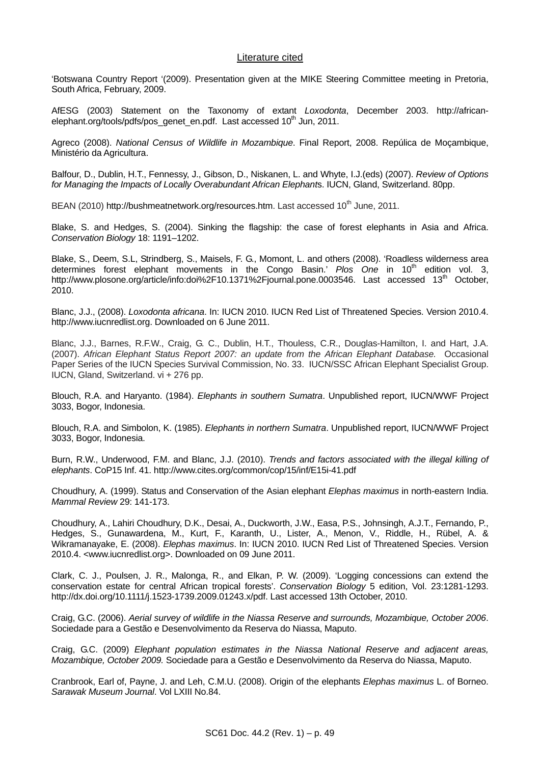## Literature cited

'Botswana Country Report '(2009). Presentation given at the MIKE Steering Committee meeting in Pretoria, South Africa, February, 2009.

AfESG (2003) Statement on the Taxonomy of extant *Loxodonta*, December 2003. http://african-elephant.org/tools/pdfs/pos_genet_en.pdf. Last accessed 10th Jun, 2011.

Agreco (2008). *National Census of Wildlife in Mozambique*. Final Report, 2008. Repúlica de Moçambique, Ministério da Agricultura.

Balfour, D., Dublin, H.T., Fennessy, J., Gibson, D., Niskanen, L. and Whyte, I.J.(eds) (2007). *Review of Options for Managing the Impacts of Locally Overabundant African Elephants*. IUCN, Gland, Switzerland. 80pp.

BEAN (2010) http://bushmeatnetwork.org/resources.htm. Last accessed 10th June, 2011.

Blake, S. and Hedges, S. (2004). Sinking the flagship: the case of forest elephants in Asia and Africa. *Conservation Biology* 18: 1191–1202.

Blake, S., Deem, S.L, Strindberg, S., Maisels, F. G., Momont, L. and others (2008). 'Roadless wilderness area determines forest elephant movements in the Congo Basin.' *Plos One* in 10th edition vol. 3, http://www.plosone.org/article/info:doi%2F10.1371%2Fjournal.pone.0003546. Last accessed 13th October, 2010.

Blanc, J.J., (2008). *Loxodonta africana*. In: IUCN 2010. IUCN Red List of Threatened Species. Version 2010.4. http://www.iucnredlist.org. Downloaded on 6 June 2011.

Blanc, J.J., Barnes, R.F.W., Craig, G. C., Dublin, H.T., Thouless, C.R., Douglas-Hamilton, I. and Hart, J.A. (2007). *African Elephant Status Report 2007: an update from the African Elephant Database.* Occasional Paper Series of the IUCN Species Survival Commission, No. 33. IUCN/SSC African Elephant Specialist Group. IUCN, Gland, Switzerland. vi + 276 pp.

Blouch, R.A. and Haryanto. (1984). *Elephants in southern Sumatra*. Unpublished report, IUCN/WWF Project 3033, Bogor, Indonesia.

Blouch, R.A. and Simbolon, K. (1985). *Elephants in northern Sumatra*. Unpublished report, IUCN/WWF Project 3033, Bogor, Indonesia.

Burn, R.W., Underwood, F.M. and Blanc, J.J. (2010). *Trends and factors associated with the illegal killing of elephants*. CoP15 Inf. 41. http://www.cites.org/common/cop/15/inf/E15i-41.pdf

Choudhury, A. (1999). Status and Conservation of the Asian elephant *Elephas maximus* in north-eastern India. *Mammal Review* 29: 141-173.

Choudhury, A., Lahiri Choudhury, D.K., Desai, A., Duckworth, J.W., Easa, P.S., Johnsingh, A.J.T., Fernando, P., Hedges, S., Gunawardena, M., Kurt, F., Karanth, U., Lister, A., Menon, V., Riddle, H., Rübel, A. & Wikramanayake, E. (2008). *Elephas maximus*. In: IUCN 2010. IUCN Red List of Threatened Species. Version 2010.4. <www.iucnredlist.org>. Downloaded on 09 June 2011.

Clark, C. J., Poulsen, J. R., Malonga, R., and Elkan, P. W. (2009). 'Logging concessions can extend the conservation estate for central African tropical forests'. *Conservation Biology* 5 edition, Vol. 23:1281-1293. http://dx.doi.org/10.1111/j.1523-1739.2009.01243.x/pdf. Last accessed 13th October, 2010.

Craig, G.C. (2006). *Aerial survey of wildlife in the Niassa Reserve and surrounds, Mozambique, October 2006*. Sociedade para a Gestão e Desenvolvimento da Reserva do Niassa, Maputo.

Craig, G.C. (2009) *Elephant population estimates in the Niassa National Reserve and adjacent areas, Mozambique, October 2009.* Sociedade para a Gestão e Desenvolvimento da Reserva do Niassa, Maputo.

Cranbrook, Earl of, Payne, J. and Leh, C.M.U. (2008). Origin of the elephants *Elephas maximus* L. of Borneo. *Sarawak Museum Journal*. Vol LXIII No.84.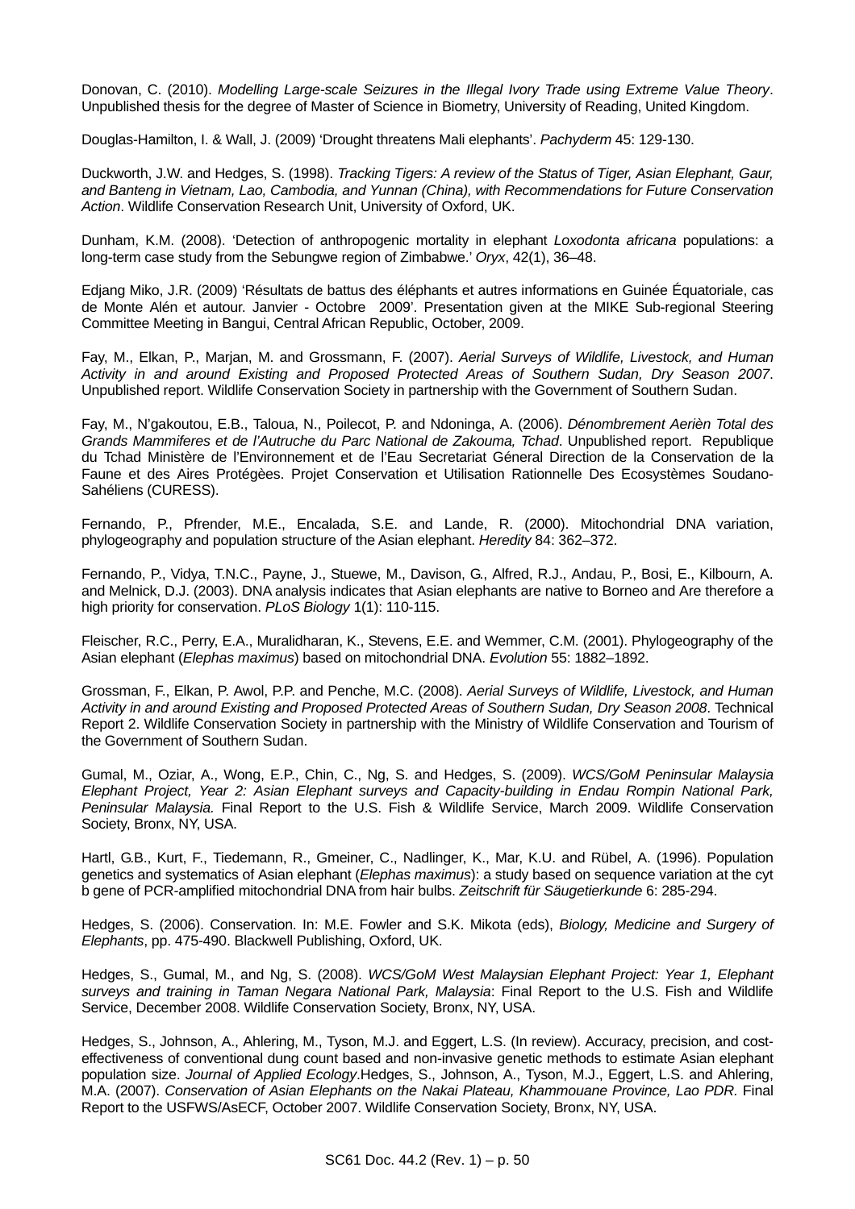Donovan, C. (2010). *Modelling Large-scale Seizures in the Illegal Ivory Trade using Extreme Value Theory*. Unpublished thesis for the degree of Master of Science in Biometry, University of Reading, United Kingdom.

Douglas-Hamilton, I. & Wall, J. (2009) 'Drought threatens Mali elephants'. *Pachyderm* 45: 129-130.

Duckworth, J.W. and Hedges, S. (1998). *Tracking Tigers: A review of the Status of Tiger, Asian Elephant, Gaur, and Banteng in Vietnam, Lao, Cambodia, and Yunnan (China), with Recommendations for Future Conservation Action*. Wildlife Conservation Research Unit, University of Oxford, UK.

Dunham, K.M. (2008). 'Detection of anthropogenic mortality in elephant *Loxodonta africana* populations: a long-term case study from the Sebungwe region of Zimbabwe.' *Oryx*, 42(1), 36–48.

Edjang Miko, J.R. (2009) 'Résultats de battus des éléphants et autres informations en Guinée Équatoriale, cas de Monte Alén et autour. Janvier - Octobre 2009'. Presentation given at the MIKE Sub-regional Steering Committee Meeting in Bangui, Central African Republic, October, 2009.

Fay, M., Elkan, P., Marjan, M. and Grossmann, F. (2007). *Aerial Surveys of Wildlife, Livestock, and Human Activity in and around Existing and Proposed Protected Areas of Southern Sudan, Dry Season 2007*. Unpublished report. Wildlife Conservation Society in partnership with the Government of Southern Sudan.

Fay, M., N'gakoutou, E.B., Taloua, N., Poilecot, P. and Ndoninga, A. (2006). *Dénombrement Aeriѐn Total des Grands Mammiferes et de l'Autruche du Parc National de Zakouma, Tchad*. Unpublished report. Republique du Tchad Ministѐre de l'Environnement et de l'Eau Secretariat Géneral Direction de la Conservation de la Faune et des Aires Protégѐes. Projet Conservation et Utilisation Rationnelle Des Ecosystѐmes Soudano-Sahéliens (CURESS).

Fernando, P., Pfrender, M.E., Encalada, S.E. and Lande, R. (2000). Mitochondrial DNA variation, phylogeography and population structure of the Asian elephant. *Heredity* 84: 362–372.

Fernando, P., Vidya, T.N.C., Payne, J., Stuewe, M., Davison, G., Alfred, R.J., Andau, P., Bosi, E., Kilbourn, A. and Melnick, D.J. (2003). DNA analysis indicates that Asian elephants are native to Borneo and Are therefore a high priority for conservation. *PLoS Biology* 1(1): 110-115.

Fleischer, R.C., Perry, E.A., Muralidharan, K., Stevens, E.E. and Wemmer, C.M. (2001). Phylogeography of the Asian elephant (*Elephas maximus*) based on mitochondrial DNA. *Evolution* 55: 1882–1892.

Grossman, F., Elkan, P. Awol, P.P. and Penche, M.C. (2008). *Aerial Surveys of Wildlife, Livestock, and Human Activity in and around Existing and Proposed Protected Areas of Southern Sudan, Dry Season 2008*. Technical Report 2. Wildlife Conservation Society in partnership with the Ministry of Wildlife Conservation and Tourism of the Government of Southern Sudan.

Gumal, M., Oziar, A., Wong, E.P., Chin, C., Ng, S. and Hedges, S. (2009). *WCS/GoM Peninsular Malaysia Elephant Project, Year 2: Asian Elephant surveys and Capacity-building in Endau Rompin National Park, Peninsular Malaysia.* Final Report to the U.S. Fish & Wildlife Service, March 2009. Wildlife Conservation Society, Bronx, NY, USA.

Hartl, G.B., Kurt, F., Tiedemann, R., Gmeiner, C., Nadlinger, K., Mar, K.U. and Rübel, A. (1996). Population genetics and systematics of Asian elephant (*Elephas maximus*): a study based on sequence variation at the cyt b gene of PCR-amplified mitochondrial DNA from hair bulbs. *Zeitschrift für Säugetierkunde* 6: 285-294.

Hedges, S. (2006). Conservation. In: M.E. Fowler and S.K. Mikota (eds), *Biology, Medicine and Surgery of Elephants*, pp. 475-490. Blackwell Publishing, Oxford, UK.

Hedges, S., Gumal, M., and Ng, S. (2008). *WCS/GoM West Malaysian Elephant Project: Year 1, Elephant surveys and training in Taman Negara National Park, Malaysia*: Final Report to the U.S. Fish and Wildlife Service, December 2008. Wildlife Conservation Society, Bronx, NY, USA.

Hedges, S., Johnson, A., Ahlering, M., Tyson, M.J. and Eggert, L.S. (In review). Accuracy, precision, and cost-effectiveness of conventional dung count based and non-invasive genetic methods to estimate Asian elephant population size. *Journal of Applied Ecology*.Hedges, S., Johnson, A., Tyson, M.J., Eggert, L.S. and Ahlering, M.A. (2007). *Conservation of Asian Elephants on the Nakai Plateau, Khammouane Province, Lao PDR.* Final Report to the USFWS/AsECF, October 2007. Wildlife Conservation Society, Bronx, NY, USA.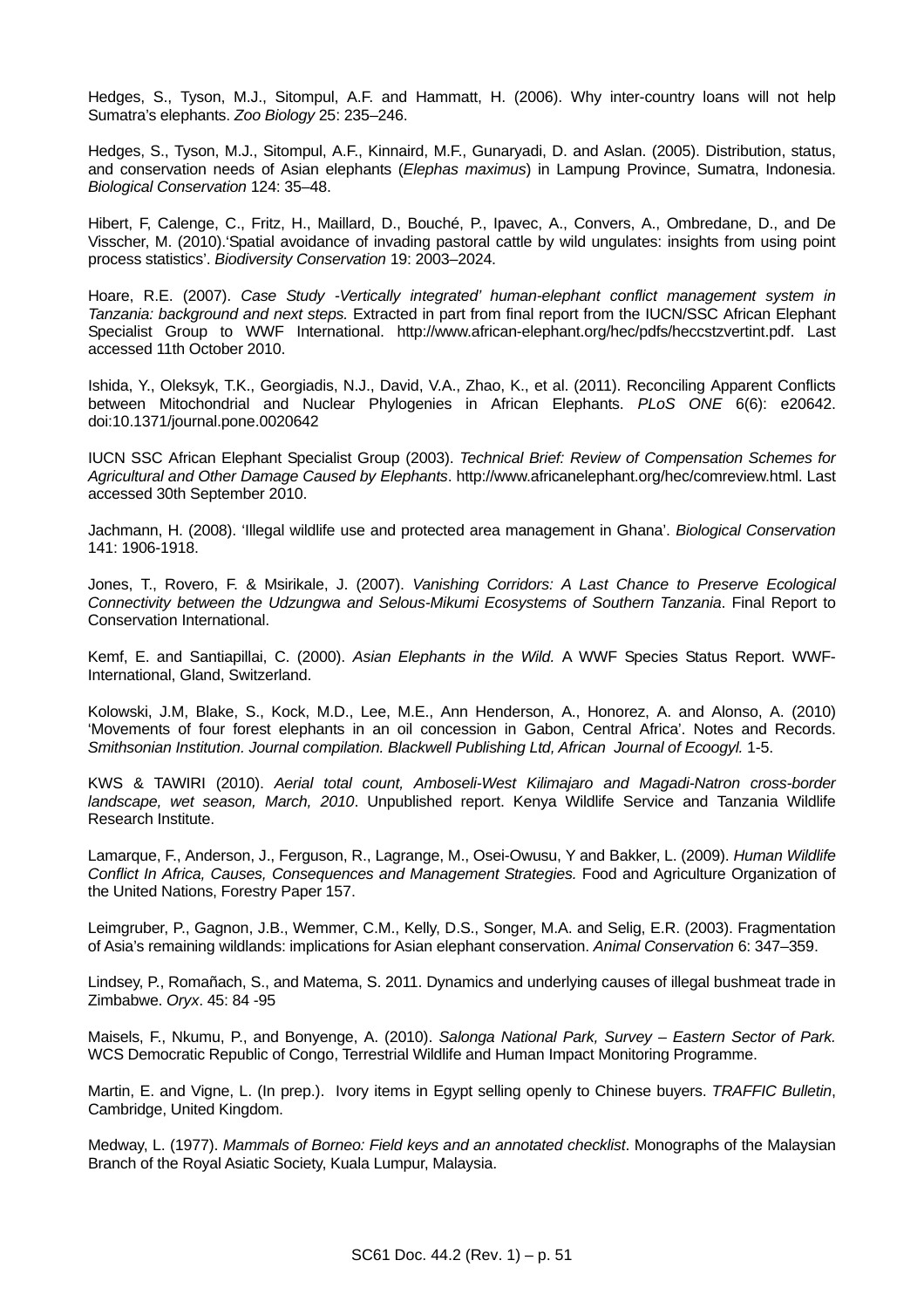Hedges, S., Tyson, M.J., Sitompul, A.F. and Hammatt, H. (2006). Why inter-country loans will not help Sumatra's elephants. *Zoo Biology* 25: 235–246.

Hedges, S., Tyson, M.J., Sitompul, A.F., Kinnaird, M.F., Gunaryadi, D. and Aslan. (2005). Distribution, status, and conservation needs of Asian elephants (*Elephas maximus*) in Lampung Province, Sumatra, Indonesia. *Biological Conservation* 124: 35–48.

Hibert, F, Calenge, C., Fritz, H., Maillard, D., Bouché, P., Ipavec, A., Convers, A., Ombredane, D., and De Visscher, M. (2010).'Spatial avoidance of invading pastoral cattle by wild ungulates: insights from using point process statistics'. *Biodiversity Conservation* 19: 2003–2024.

Hoare, R.E. (2007). *Case Study -Vertically integrated' human-elephant conflict management system in Tanzania: background and next steps.* Extracted in part from final report from the IUCN/SSC African Elephant Specialist Group to WWF International. http://www.african-elephant.org/hec/pdfs/heccstzvertint.pdf. Last accessed 11th October 2010.

Ishida, Y., Oleksyk, T.K., Georgiadis, N.J., David, V.A., Zhao, K., et al. (2011). Reconciling Apparent Conflicts between Mitochondrial and Nuclear Phylogenies in African Elephants. *PLoS ONE* 6(6): e20642. doi:10.1371/journal.pone.0020642

IUCN SSC African Elephant Specialist Group (2003). *Technical Brief: Review of Compensation Schemes for Agricultural and Other Damage Caused by Elephants*. http://www.africanelephant.org/hec/comreview.html. Last accessed 30th September 2010.

Jachmann, H. (2008). 'Illegal wildlife use and protected area management in Ghana'. *Biological Conservation* 141: 1906-1918.

Jones, T., Rovero, F. & Msirikale, J. (2007). *Vanishing Corridors: A Last Chance to Preserve Ecological Connectivity between the Udzungwa and Selous-Mikumi Ecosystems of Southern Tanzania*. Final Report to Conservation International.

Kemf, E. and Santiapillai, C. (2000). *Asian Elephants in the Wild.* A WWF Species Status Report. WWF-International, Gland, Switzerland.

Kolowski, J.M, Blake, S., Kock, M.D., Lee, M.E., Ann Henderson, A., Honorez, A. and Alonso, A. (2010) 'Movements of four forest elephants in an oil concession in Gabon, Central Africa'. Notes and Records. *Smithsonian Institution. Journal compilation. Blackwell Publishing Ltd, African Journal of Ecoogyl.* 1-5.

KWS & TAWIRI (2010). *Aerial total count, Amboseli-West Kilimajaro and Magadi-Natron cross-border landscape, wet season, March, 2010*. Unpublished report. Kenya Wildlife Service and Tanzania Wildlife Research Institute.

Lamarque, F., Anderson, J., Ferguson, R., Lagrange, M., Osei-Owusu, Y and Bakker, L. (2009). *Human Wildlife Conflict In Africa, Causes, Consequences and Management Strategies.* Food and Agriculture Organization of the United Nations, Forestry Paper 157.

Leimgruber, P., Gagnon, J.B., Wemmer, C.M., Kelly, D.S., Songer, M.A. and Selig, E.R. (2003). Fragmentation of Asia's remaining wildlands: implications for Asian elephant conservation. *Animal Conservation* 6: 347–359.

Lindsey, P., Romañach, S., and Matema, S. 2011. Dynamics and underlying causes of illegal bushmeat trade in Zimbabwe. *Oryx*. 45: 84 -95

Maisels, F., Nkumu, P., and Bonyenge, A. (2010). *Salonga National Park, Survey – Eastern Sector of Park.* WCS Democratic Republic of Congo, Terrestrial Wildlife and Human Impact Monitoring Programme.

Martin, E. and Vigne, L. (In prep.). Ivory items in Egypt selling openly to Chinese buyers. *TRAFFIC Bulletin*, Cambridge, United Kingdom.

Medway, L. (1977). *Mammals of Borneo: Field keys and an annotated checklist*. Monographs of the Malaysian Branch of the Royal Asiatic Society, Kuala Lumpur, Malaysia.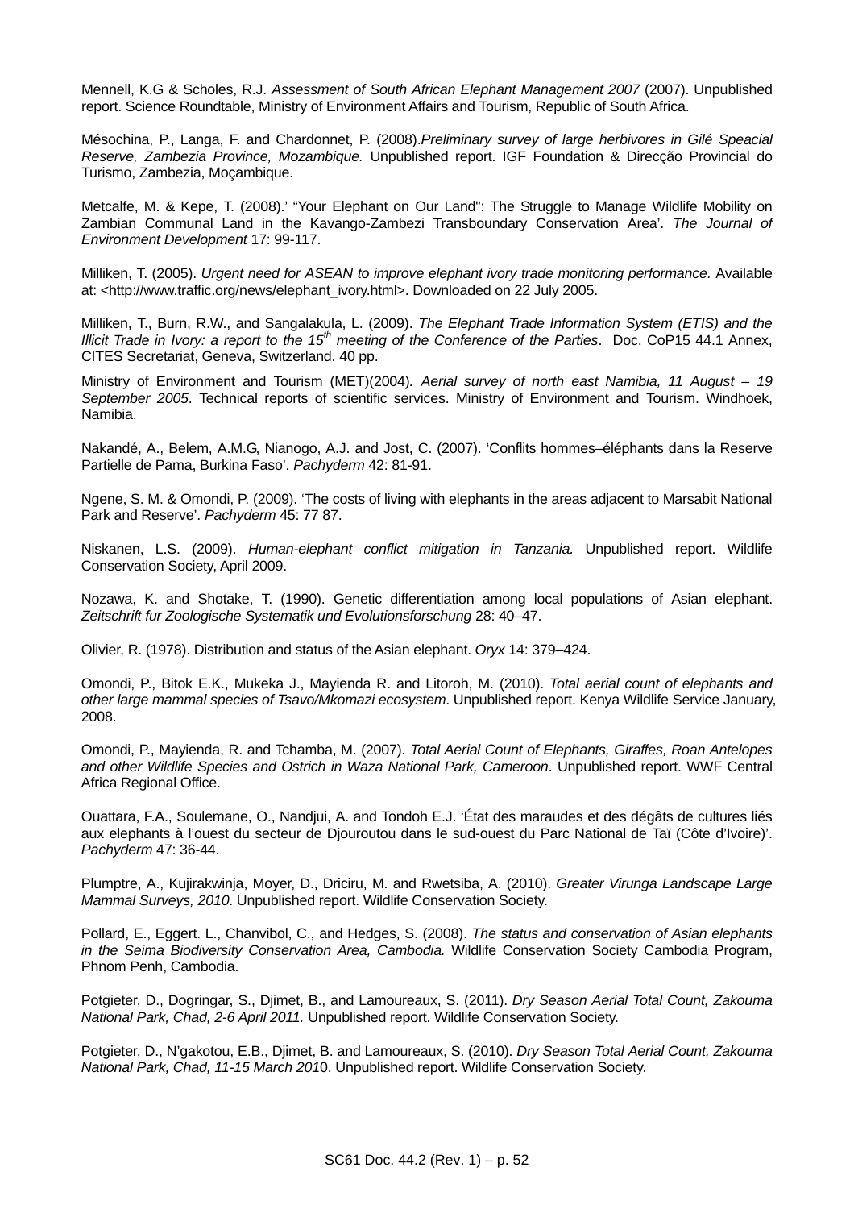Mennell, K.G & Scholes, R.J. *Assessment of South African Elephant Management 2007* (2007). Unpublished report. Science Roundtable, Ministry of Environment Affairs and Tourism, Republic of South Africa.

Mésochina, P., Langa, F. and Chardonnet, P. (2008).*Preliminary survey of large herbivores in Gilé Speacial Reserve, Zambezia Province, Mozambique.* Unpublished report. IGF Foundation & Direcção Provincial do Turismo, Zambezia, Moçambique.

Metcalfe, M. & Kepe, T. (2008).' "Your Elephant on Our Land": The Struggle to Manage Wildlife Mobility on Zambian Communal Land in the Kavango-Zambezi Transboundary Conservation Area'. *The Journal of Environment Development* 17: 99-117.

Milliken, T. (2005). *Urgent need for ASEAN to improve elephant ivory trade monitoring performance.* Available at: <http://www.traffic.org/news/elephant_ivory.html>. Downloaded on 22 July 2005.

Milliken, T., Burn, R.W., and Sangalakula, L. (2009). *The Elephant Trade Information System (ETIS) and the Illicit Trade in Ivory: a report to the 15th meeting of the Conference of the Parties*. Doc. CoP15 44.1 Annex, CITES Secretariat, Geneva, Switzerland. 40 pp.

Ministry of Environment and Tourism (MET)(2004). *Aerial survey of north east Namibia, 11 August – 19 September 2005*. Technical reports of scientific services. Ministry of Environment and Tourism. Windhoek, Namibia.

Nakandé, A., Belem, A.M.G, Nianogo, A.J. and Jost, C. (2007). 'Conflits hommes–éléphants dans la Reserve Partielle de Pama, Burkina Faso'. *Pachyderm* 42: 81-91.

Ngene, S. M. & Omondi, P. (2009). 'The costs of living with elephants in the areas adjacent to Marsabit National Park and Reserve'. *Pachyderm* 45: 77 87.

Niskanen, L.S. (2009). *Human-elephant conflict mitigation in Tanzania.* Unpublished report. Wildlife Conservation Society, April 2009.

Nozawa, K. and Shotake, T. (1990). Genetic differentiation among local populations of Asian elephant. *Zeitschrift fur Zoologische Systematik und Evolutionsforschung* 28: 40–47.

Olivier, R. (1978). Distribution and status of the Asian elephant. *Oryx* 14: 379–424.

Omondi, P., Bitok E.K., Mukeka J., Mayienda R. and Litoroh, M. (2010). *Total aerial count of elephants and other large mammal species of Tsavo/Mkomazi ecosystem*. Unpublished report. Kenya Wildlife Service January, 2008.

Omondi, P., Mayienda, R. and Tchamba, M. (2007). *Total Aerial Count of Elephants, Giraffes, Roan Antelopes and other Wildlife Species and Ostrich in Waza National Park, Cameroon*. Unpublished report. WWF Central Africa Regional Office.

Ouattara, F.A., Soulemane, O., Nandjui, A. and Tondoh E.J. 'État des maraudes et des dégâts de cultures liés aux elephants à l'ouest du secteur de Djouroutou dans le sud-ouest du Parc National de Taï (Côte d'Ivoire)'. *Pachyderm* 47: 36-44.

Plumptre, A., Kujirakwinja, Moyer, D., Driciru, M. and Rwetsiba, A. (2010). *Greater Virunga Landscape Large Mammal Surveys, 2010*. Unpublished report. Wildlife Conservation Society.

Pollard, E., Eggert. L., Chanvibol, C., and Hedges, S. (2008). *The status and conservation of Asian elephants in the Seima Biodiversity Conservation Area, Cambodia.* Wildlife Conservation Society Cambodia Program, Phnom Penh, Cambodia.

Potgieter, D., Dogringar, S., Djimet, B., and Lamoureaux, S. (2011). *Dry Season Aerial Total Count, Zakouma National Park, Chad, 2-6 April 2011.* Unpublished report. Wildlife Conservation Society.

Potgieter, D., N'gakotou, E.B., Djimet, B. and Lamoureaux, S. (2010). *Dry Season Total Aerial Count, Zakouma National Park, Chad, 11-15 March 2010*. Unpublished report. Wildlife Conservation Society.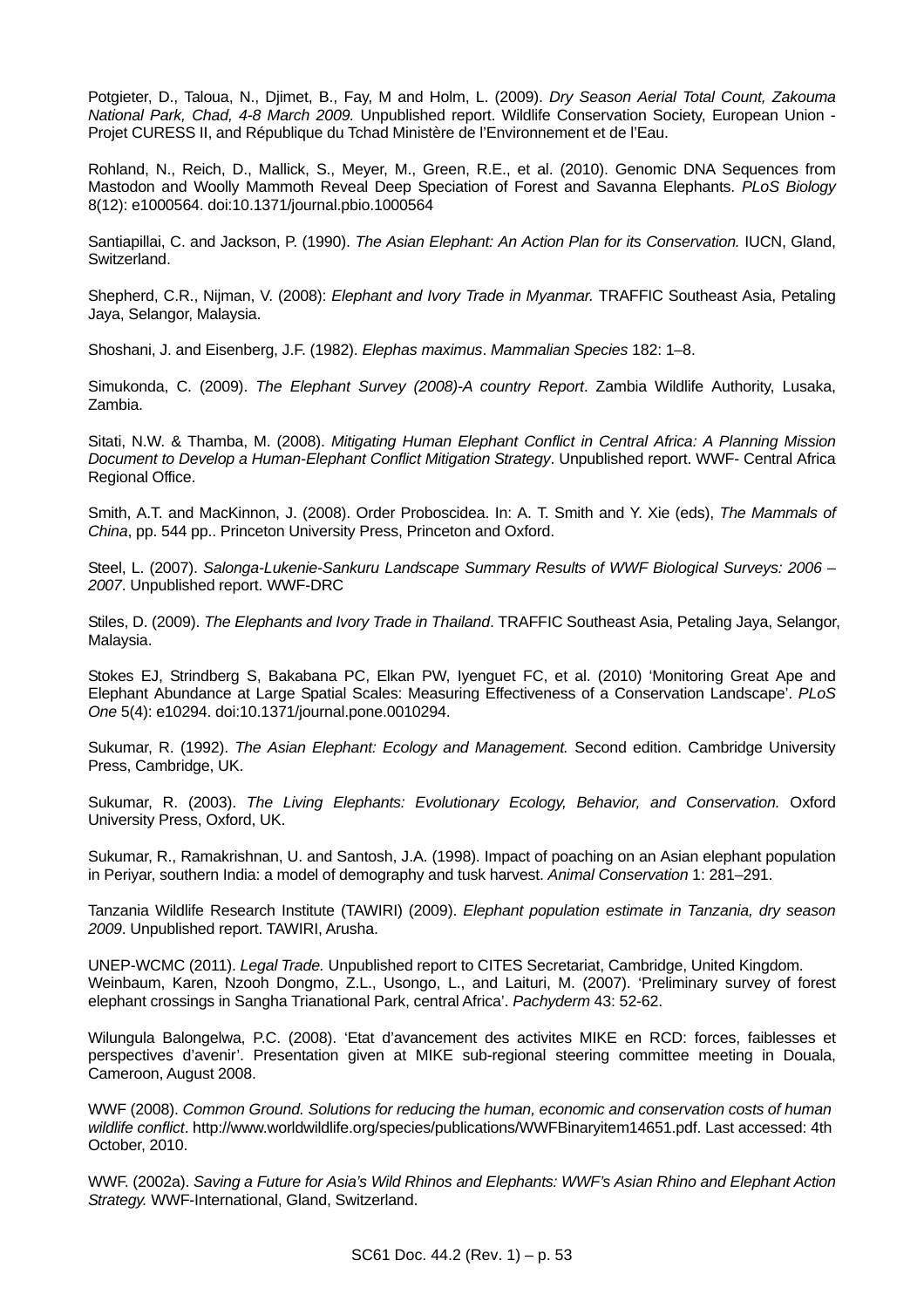Potgieter, D., Taloua, N., Djimet, B., Fay, M and Holm, L. (2009). *Dry Season Aerial Total Count, Zakouma National Park, Chad, 4-8 March 2009.* Unpublished report. Wildlife Conservation Society, European Union - Projet CURESS II, and République du Tchad Ministère de l'Environnement et de l'Eau.

Rohland, N., Reich, D., Mallick, S., Meyer, M., Green, R.E., et al. (2010). Genomic DNA Sequences from Mastodon and Woolly Mammoth Reveal Deep Speciation of Forest and Savanna Elephants. *PLoS Biology* 8(12): e1000564. doi:10.1371/journal.pbio.1000564

Santiapillai, C. and Jackson, P. (1990). *The Asian Elephant: An Action Plan for its Conservation.* IUCN, Gland, Switzerland.

Shepherd, C.R., Nijman, V. (2008): *Elephant and Ivory Trade in Myanmar.* TRAFFIC Southeast Asia, Petaling Jaya, Selangor, Malaysia.

Shoshani, J. and Eisenberg, J.F. (1982). *Elephas maximus*. *Mammalian Species* 182: 1–8.

Simukonda, C. (2009). *The Elephant Survey (2008)-A country Report*. Zambia Wildlife Authority, Lusaka, Zambia.

Sitati, N.W. & Thamba, M. (2008). *Mitigating Human Elephant Conflict in Central Africa: A Planning Mission Document to Develop a Human-Elephant Conflict Mitigation Strategy*. Unpublished report. WWF- Central Africa Regional Office.

Smith, A.T. and MacKinnon, J. (2008). Order Proboscidea. In: A. T. Smith and Y. Xie (eds), *The Mammals of China*, pp. 544 pp.. Princeton University Press, Princeton and Oxford.

Steel, L. (2007). *Salonga-Lukenie-Sankuru Landscape Summary Results of WWF Biological Surveys: 2006 – 2007*. Unpublished report. WWF-DRC

Stiles, D. (2009). *The Elephants and Ivory Trade in Thailand*. TRAFFIC Southeast Asia, Petaling Jaya, Selangor, Malaysia.

Stokes EJ, Strindberg S, Bakabana PC, Elkan PW, Iyenguet FC, et al. (2010) 'Monitoring Great Ape and Elephant Abundance at Large Spatial Scales: Measuring Effectiveness of a Conservation Landscape'. *PLoS One* 5(4): e10294. doi:10.1371/journal.pone.0010294.

Sukumar, R. (1992). *The Asian Elephant: Ecology and Management.* Second edition. Cambridge University Press, Cambridge, UK.

Sukumar, R. (2003). *The Living Elephants: Evolutionary Ecology, Behavior, and Conservation.* Oxford University Press, Oxford, UK.

Sukumar, R., Ramakrishnan, U. and Santosh, J.A. (1998). Impact of poaching on an Asian elephant population in Periyar, southern India: a model of demography and tusk harvest. *Animal Conservation* 1: 281–291.

Tanzania Wildlife Research Institute (TAWIRI) (2009). *Elephant population estimate in Tanzania, dry season 2009*. Unpublished report. TAWIRI, Arusha.

UNEP-WCMC (2011). *Legal Trade.* Unpublished report to CITES Secretariat, Cambridge, United Kingdom.

Weinbaum, Karen, Nzooh Dongmo, Z.L., Usongo, L., and Laituri, M. (2007). 'Preliminary survey of forest elephant crossings in Sangha Trianational Park, central Africa'. *Pachyderm* 43: 52-62.

Wilungula Balongelwa, P.C. (2008). 'Etat d'avancement des activites MIKE en RCD: forces, faiblesses et perspectives d'avenir'. Presentation given at MIKE sub-regional steering committee meeting in Douala, Cameroon, August 2008.

WWF (2008). *Common Ground. Solutions for reducing the human, economic and conservation costs of human wildlife conflict*. http://www.worldwildlife.org/species/publications/WWFBinaryitem14651.pdf. Last accessed: 4th October, 2010.

WWF. (2002a). *Saving a Future for Asia's Wild Rhinos and Elephants: WWF's Asian Rhino and Elephant Action Strategy.* WWF-International, Gland, Switzerland.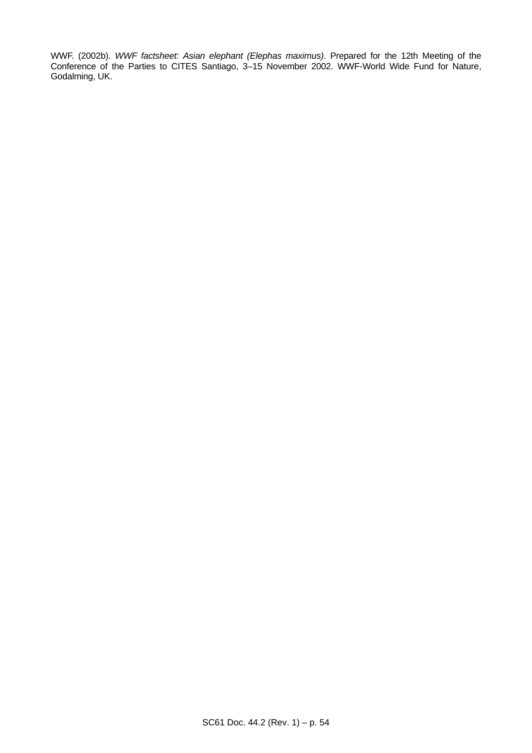WWF. (2002b). *WWF factsheet: Asian elephant (Elephas maximus)*. Prepared for the 12th Meeting of the Conference of the Parties to CITES Santiago, 3–15 November 2002. WWF-World Wide Fund for Nature, Godalming, UK.